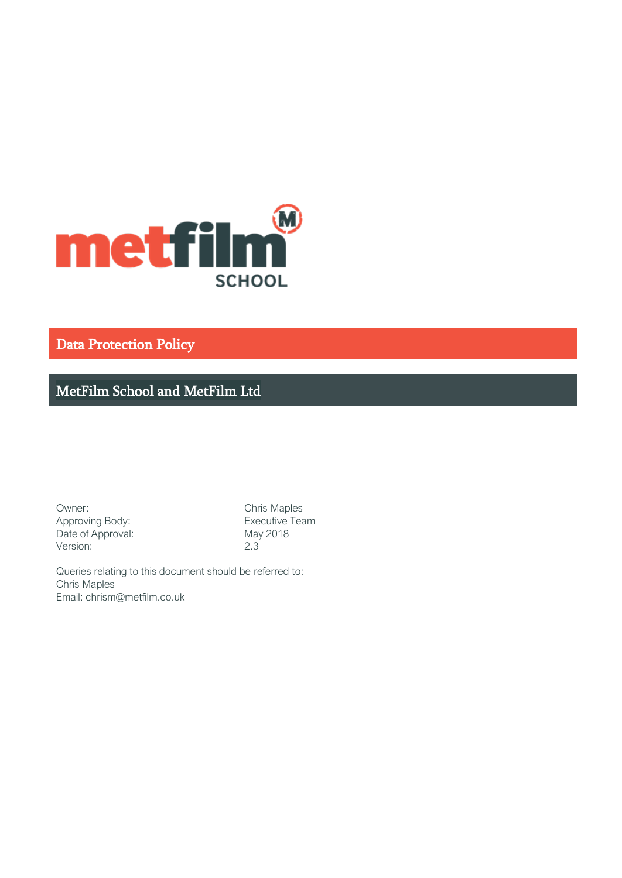metfilm SCHOOL

# Data Protection Policy

## MetFilm School and MetFilm Ltd

| | |
|---|---|
| Owner: | Chris Maples |
| Approving Body: | Executive Team |
| Date of Approval: | May 2018 |
| Version: | 2.3 |

Queries relating to this document should be referred to:
Chris Maples
Email: chrism@metfilm.co.uk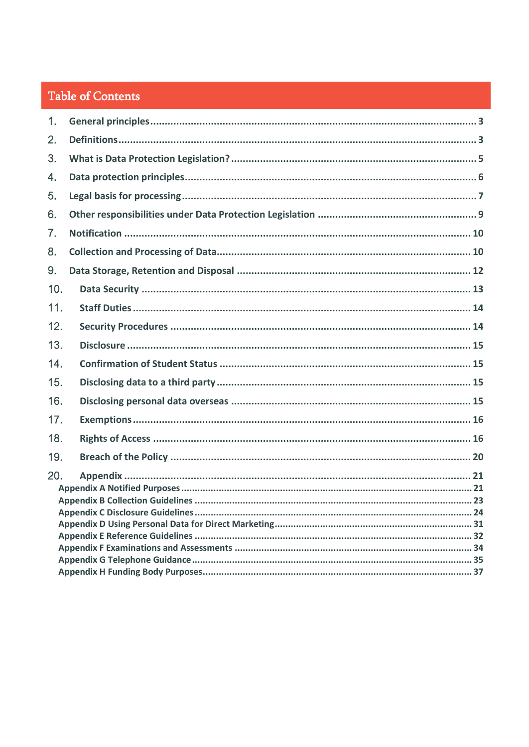# Table of Contents

1. **General principles** ........ 3
2. **Definitions** ........ 3
3. **What is Data Protection Legislation?** ........ 5
4. **Data protection principles** ........ 6
5. **Legal basis for processing** ........ 7
6. **Other responsibilities under Data Protection Legislation** ........ 9
7. **Notification** ........ 10
8. **Collection and Processing of Data** ........ 10
9. **Data Storage, Retention and Disposal** ........ 12
10. **Data Security** ........ 13
11. **Staff Duties** ........ 14
12. **Security Procedures** ........ 14
13. **Disclosure** ........ 15
14. **Confirmation of Student Status** ........ 15
15. **Disclosing data to a third party** ........ 15
16. **Disclosing personal data overseas** ........ 15
17. **Exemptions** ........ 16
18. **Rights of Access** ........ 16
19. **Breach of the Policy** ........ 20
20. **Appendix** ........ 21
    - **Appendix A Notified Purposes** ........ 21
    - **Appendix B Collection Guidelines** ........ 23
    - **Appendix C Disclosure Guidelines** ........ 24
    - **Appendix D Using Personal Data for Direct Marketing** ........ 31
    - **Appendix E Reference Guidelines** ........ 32
    - **Appendix F Examinations and Assessments** ........ 34
    - **Appendix G Telephone Guidance** ........ 35
    - **Appendix H Funding Body Purposes** ........ 37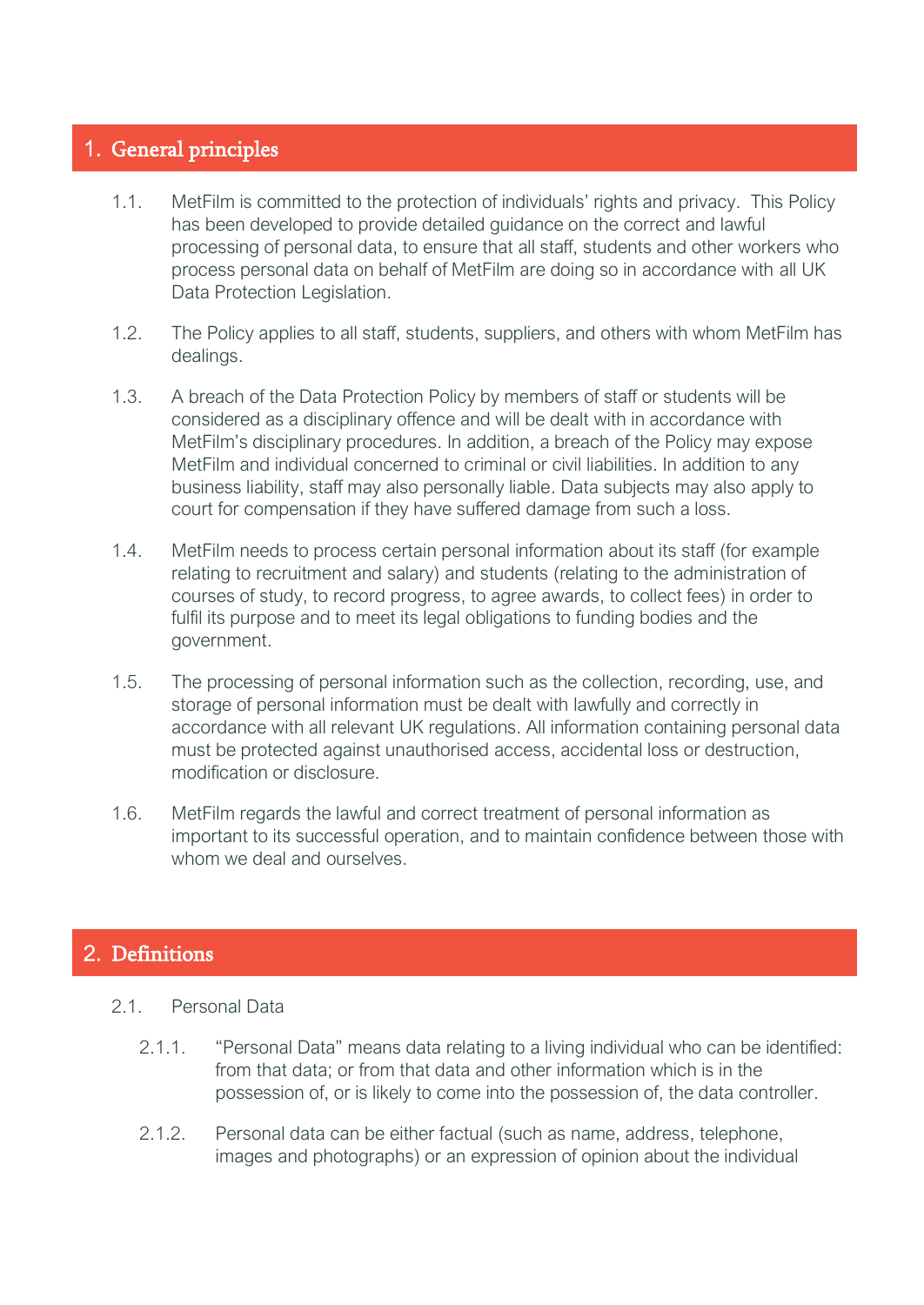## 1. General principles

1.1. MetFilm is committed to the protection of individuals' rights and privacy. This Policy has been developed to provide detailed guidance on the correct and lawful processing of personal data, to ensure that all staff, students and other workers who process personal data on behalf of MetFilm are doing so in accordance with all UK Data Protection Legislation.

1.2. The Policy applies to all staff, students, suppliers, and others with whom MetFilm has dealings.

1.3. A breach of the Data Protection Policy by members of staff or students will be considered as a disciplinary offence and will be dealt with in accordance with MetFilm's disciplinary procedures. In addition, a breach of the Policy may expose MetFilm and individual concerned to criminal or civil liabilities. In addition to any business liability, staff may also personally liable. Data subjects may also apply to court for compensation if they have suffered damage from such a loss.

1.4. MetFilm needs to process certain personal information about its staff (for example relating to recruitment and salary) and students (relating to the administration of courses of study, to record progress, to agree awards, to collect fees) in order to fulfil its purpose and to meet its legal obligations to funding bodies and the government.

1.5. The processing of personal information such as the collection, recording, use, and storage of personal information must be dealt with lawfully and correctly in accordance with all relevant UK regulations. All information containing personal data must be protected against unauthorised access, accidental loss or destruction, modification or disclosure.

1.6. MetFilm regards the lawful and correct treatment of personal information as important to its successful operation, and to maintain confidence between those with whom we deal and ourselves.

## 2. Definitions

2.1. Personal Data

2.1.1. "Personal Data" means data relating to a living individual who can be identified: from that data; or from that data and other information which is in the possession of, or is likely to come into the possession of, the data controller.

2.1.2. Personal data can be either factual (such as name, address, telephone, images and photographs) or an expression of opinion about the individual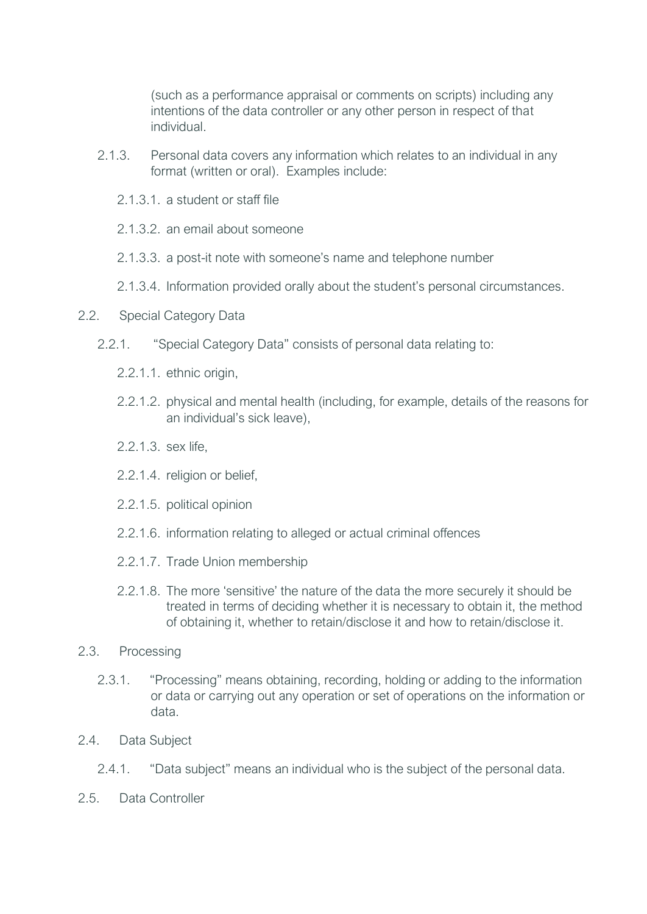(such as a performance appraisal or comments on scripts) including any intentions of the data controller or any other person in respect of that individual.

2.1.3. Personal data covers any information which relates to an individual in any format (written or oral). Examples include:

2.1.3.1. a student or staff file

2.1.3.2. an email about someone

2.1.3.3. a post-it note with someone's name and telephone number

2.1.3.4. Information provided orally about the student's personal circumstances.

2.2. Special Category Data

2.2.1. "Special Category Data" consists of personal data relating to:

2.2.1.1. ethnic origin,

2.2.1.2. physical and mental health (including, for example, details of the reasons for an individual's sick leave),

2.2.1.3. sex life,

2.2.1.4. religion or belief,

2.2.1.5. political opinion

2.2.1.6. information relating to alleged or actual criminal offences

2.2.1.7. Trade Union membership

2.2.1.8. The more 'sensitive' the nature of the data the more securely it should be treated in terms of deciding whether it is necessary to obtain it, the method of obtaining it, whether to retain/disclose it and how to retain/disclose it.

2.3. Processing

2.3.1. "Processing" means obtaining, recording, holding or adding to the information or data or carrying out any operation or set of operations on the information or data.

2.4. Data Subject

2.4.1. "Data subject" means an individual who is the subject of the personal data.

2.5. Data Controller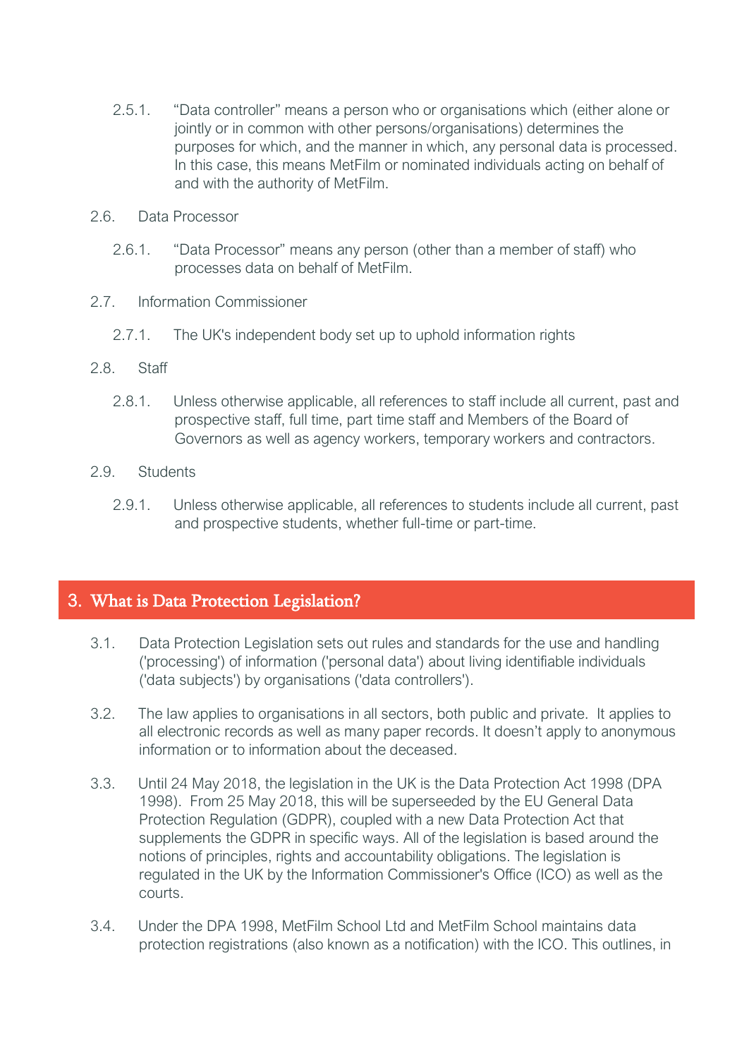2.5.1. “Data controller” means a person who or organisations which (either alone or jointly or in common with other persons/organisations) determines the purposes for which, and the manner in which, any personal data is processed. In this case, this means MetFilm or nominated individuals acting on behalf of and with the authority of MetFilm.

2.6. Data Processor

2.6.1. “Data Processor” means any person (other than a member of staff) who processes data on behalf of MetFilm.

2.7. Information Commissioner

2.7.1. The UK's independent body set up to uphold information rights

2.8. Staff

2.8.1. Unless otherwise applicable, all references to staff include all current, past and prospective staff, full time, part time staff and Members of the Board of Governors as well as agency workers, temporary workers and contractors.

2.9. Students

2.9.1. Unless otherwise applicable, all references to students include all current, past and prospective students, whether full-time or part-time.

## 3. What is Data Protection Legislation?

3.1. Data Protection Legislation sets out rules and standards for the use and handling ('processing') of information ('personal data') about living identifiable individuals ('data subjects') by organisations ('data controllers').

3.2. The law applies to organisations in all sectors, both public and private. It applies to all electronic records as well as many paper records. It doesn’t apply to anonymous information or to information about the deceased.

3.3. Until 24 May 2018, the legislation in the UK is the Data Protection Act 1998 (DPA 1998). From 25 May 2018, this will be superseeded by the EU General Data Protection Regulation (GDPR), coupled with a new Data Protection Act that supplements the GDPR in specific ways. All of the legislation is based around the notions of principles, rights and accountability obligations. The legislation is regulated in the UK by the Information Commissioner's Office (ICO) as well as the courts.

3.4. Under the DPA 1998, MetFilm School Ltd and MetFilm School maintains data protection registrations (also known as a notification) with the ICO. This outlines, in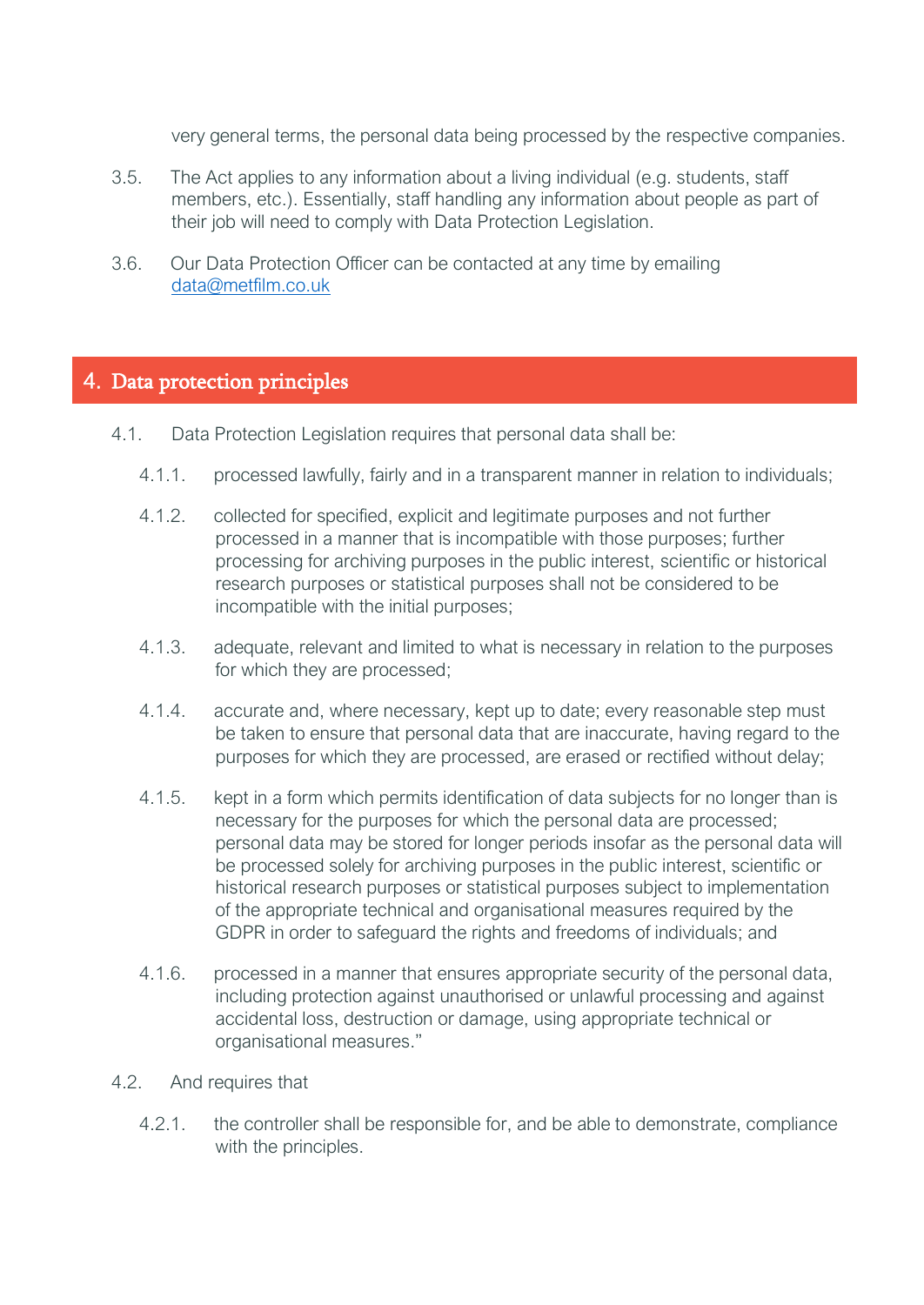very general terms, the personal data being processed by the respective companies.

3.5. The Act applies to any information about a living individual (e.g. students, staff members, etc.). Essentially, staff handling any information about people as part of their job will need to comply with Data Protection Legislation.

3.6. Our Data Protection Officer can be contacted at any time by emailing [data@metfilm.co.uk](mailto:data@metfilm.co.uk)

## 4. Data protection principles

4.1. Data Protection Legislation requires that personal data shall be:

4.1.1. processed lawfully, fairly and in a transparent manner in relation to individuals;

4.1.2. collected for specified, explicit and legitimate purposes and not further processed in a manner that is incompatible with those purposes; further processing for archiving purposes in the public interest, scientific or historical research purposes or statistical purposes shall not be considered to be incompatible with the initial purposes;

4.1.3. adequate, relevant and limited to what is necessary in relation to the purposes for which they are processed;

4.1.4. accurate and, where necessary, kept up to date; every reasonable step must be taken to ensure that personal data that are inaccurate, having regard to the purposes for which they are processed, are erased or rectified without delay;

4.1.5. kept in a form which permits identification of data subjects for no longer than is necessary for the purposes for which the personal data are processed; personal data may be stored for longer periods insofar as the personal data will be processed solely for archiving purposes in the public interest, scientific or historical research purposes or statistical purposes subject to implementation of the appropriate technical and organisational measures required by the GDPR in order to safeguard the rights and freedoms of individuals; and

4.1.6. processed in a manner that ensures appropriate security of the personal data, including protection against unauthorised or unlawful processing and against accidental loss, destruction or damage, using appropriate technical or organisational measures."

4.2. And requires that

4.2.1. the controller shall be responsible for, and be able to demonstrate, compliance with the principles.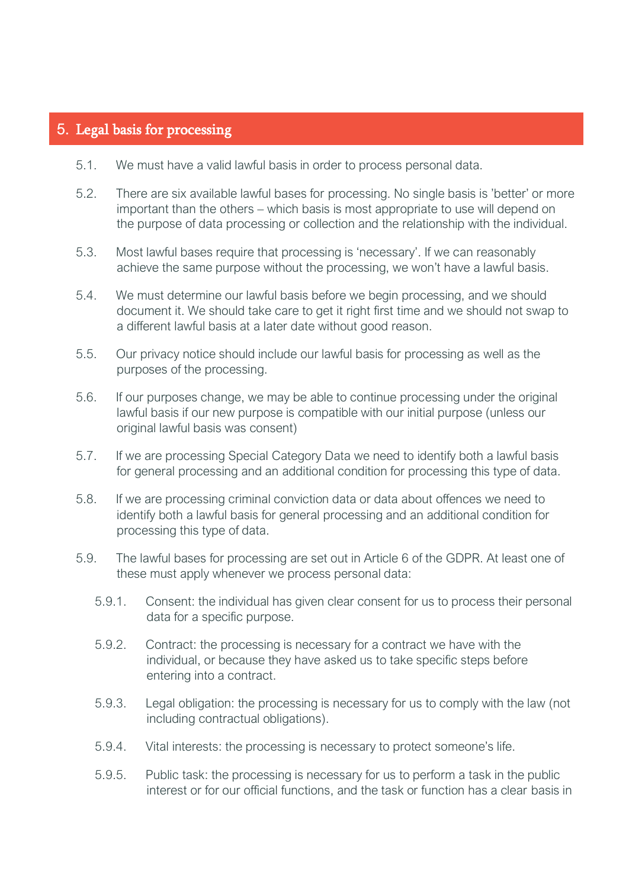## 5. Legal basis for processing

5.1. We must have a valid lawful basis in order to process personal data.

5.2. There are six available lawful bases for processing. No single basis is 'better' or more important than the others – which basis is most appropriate to use will depend on the purpose of data processing or collection and the relationship with the individual.

5.3. Most lawful bases require that processing is 'necessary'. If we can reasonably achieve the same purpose without the processing, we won't have a lawful basis.

5.4. We must determine our lawful basis before we begin processing, and we should document it. We should take care to get it right first time and we should not swap to a different lawful basis at a later date without good reason.

5.5. Our privacy notice should include our lawful basis for processing as well as the purposes of the processing.

5.6. If our purposes change, we may be able to continue processing under the original lawful basis if our new purpose is compatible with our initial purpose (unless our original lawful basis was consent)

5.7. If we are processing Special Category Data we need to identify both a lawful basis for general processing and an additional condition for processing this type of data.

5.8. If we are processing criminal conviction data or data about offences we need to identify both a lawful basis for general processing and an additional condition for processing this type of data.

5.9. The lawful bases for processing are set out in Article 6 of the GDPR. At least one of these must apply whenever we process personal data:

5.9.1. Consent: the individual has given clear consent for us to process their personal data for a specific purpose.

5.9.2. Contract: the processing is necessary for a contract we have with the individual, or because they have asked us to take specific steps before entering into a contract.

5.9.3. Legal obligation: the processing is necessary for us to comply with the law (not including contractual obligations).

5.9.4. Vital interests: the processing is necessary to protect someone's life.

5.9.5. Public task: the processing is necessary for us to perform a task in the public interest or for our official functions, and the task or function has a clear basis in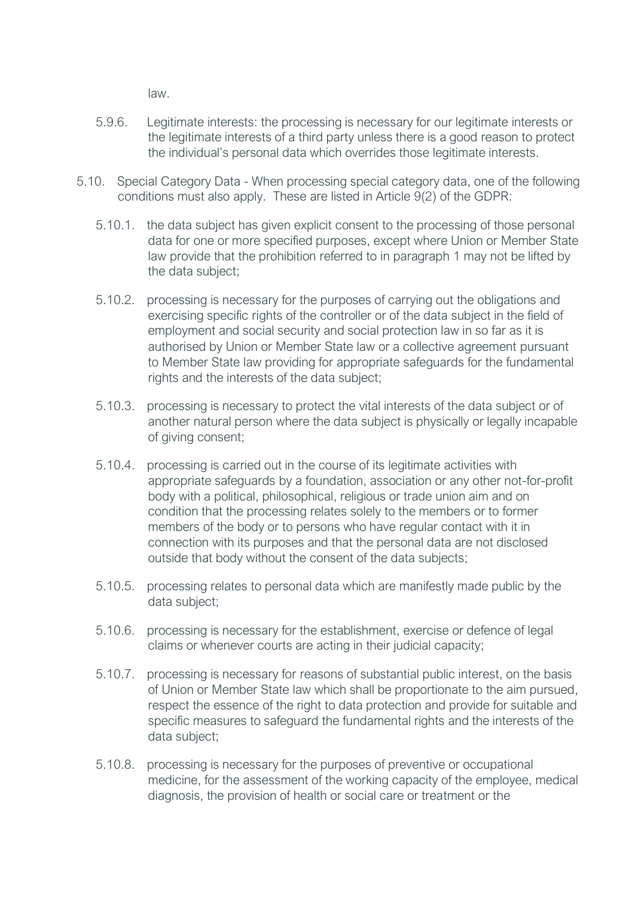law.

5.9.6. Legitimate interests: the processing is necessary for our legitimate interests or the legitimate interests of a third party unless there is a good reason to protect the individual's personal data which overrides those legitimate interests.

5.10. Special Category Data - When processing special category data, one of the following conditions must also apply. These are listed in Article 9(2) of the GDPR:

5.10.1. the data subject has given explicit consent to the processing of those personal data for one or more specified purposes, except where Union or Member State law provide that the prohibition referred to in paragraph 1 may not be lifted by the data subject;

5.10.2. processing is necessary for the purposes of carrying out the obligations and exercising specific rights of the controller or of the data subject in the field of employment and social security and social protection law in so far as it is authorised by Union or Member State law or a collective agreement pursuant to Member State law providing for appropriate safeguards for the fundamental rights and the interests of the data subject;

5.10.3. processing is necessary to protect the vital interests of the data subject or of another natural person where the data subject is physically or legally incapable of giving consent;

5.10.4. processing is carried out in the course of its legitimate activities with appropriate safeguards by a foundation, association or any other not-for-profit body with a political, philosophical, religious or trade union aim and on condition that the processing relates solely to the members or to former members of the body or to persons who have regular contact with it in connection with its purposes and that the personal data are not disclosed outside that body without the consent of the data subjects;

5.10.5. processing relates to personal data which are manifestly made public by the data subject;

5.10.6. processing is necessary for the establishment, exercise or defence of legal claims or whenever courts are acting in their judicial capacity;

5.10.7. processing is necessary for reasons of substantial public interest, on the basis of Union or Member State law which shall be proportionate to the aim pursued, respect the essence of the right to data protection and provide for suitable and specific measures to safeguard the fundamental rights and the interests of the data subject;

5.10.8. processing is necessary for the purposes of preventive or occupational medicine, for the assessment of the working capacity of the employee, medical diagnosis, the provision of health or social care or treatment or the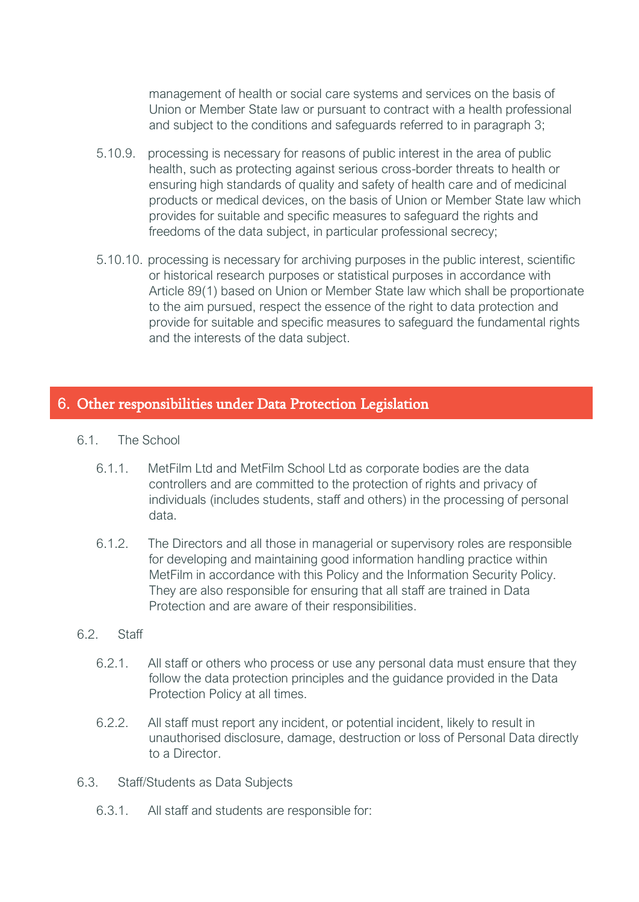management of health or social care systems and services on the basis of Union or Member State law or pursuant to contract with a health professional and subject to the conditions and safeguards referred to in paragraph 3;

5.10.9. processing is necessary for reasons of public interest in the area of public health, such as protecting against serious cross-border threats to health or ensuring high standards of quality and safety of health care and of medicinal products or medical devices, on the basis of Union or Member State law which provides for suitable and specific measures to safeguard the rights and freedoms of the data subject, in particular professional secrecy;

5.10.10. processing is necessary for archiving purposes in the public interest, scientific or historical research purposes or statistical purposes in accordance with Article 89(1) based on Union or Member State law which shall be proportionate to the aim pursued, respect the essence of the right to data protection and provide for suitable and specific measures to safeguard the fundamental rights and the interests of the data subject.

## 6. Other responsibilities under Data Protection Legislation

6.1. The School

6.1.1. MetFilm Ltd and MetFilm School Ltd as corporate bodies are the data controllers and are committed to the protection of rights and privacy of individuals (includes students, staff and others) in the processing of personal data.

6.1.2. The Directors and all those in managerial or supervisory roles are responsible for developing and maintaining good information handling practice within MetFilm in accordance with this Policy and the Information Security Policy. They are also responsible for ensuring that all staff are trained in Data Protection and are aware of their responsibilities.

6.2. Staff

6.2.1. All staff or others who process or use any personal data must ensure that they follow the data protection principles and the guidance provided in the Data Protection Policy at all times.

6.2.2. All staff must report any incident, or potential incident, likely to result in unauthorised disclosure, damage, destruction or loss of Personal Data directly to a Director.

6.3. Staff/Students as Data Subjects

6.3.1. All staff and students are responsible for: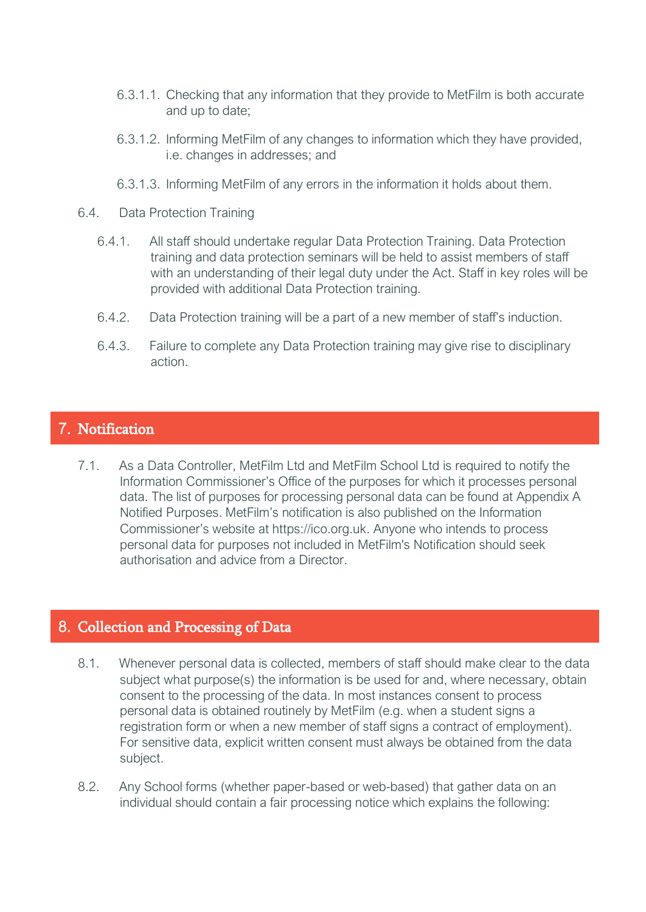6.3.1.1. Checking that any information that they provide to MetFilm is both accurate and up to date;

6.3.1.2. Informing MetFilm of any changes to information which they have provided, i.e. changes in addresses; and

6.3.1.3. Informing MetFilm of any errors in the information it holds about them.

6.4. Data Protection Training

6.4.1. All staff should undertake regular Data Protection Training. Data Protection training and data protection seminars will be held to assist members of staff with an understanding of their legal duty under the Act. Staff in key roles will be provided with additional Data Protection training.

6.4.2. Data Protection training will be a part of a new member of staff's induction.

6.4.3. Failure to complete any Data Protection training may give rise to disciplinary action.

## 7. Notification

7.1. As a Data Controller, MetFilm Ltd and MetFilm School Ltd is required to notify the Information Commissioner's Office of the purposes for which it processes personal data. The list of purposes for processing personal data can be found at Appendix A Notified Purposes. MetFilm's notification is also published on the Information Commissioner's website at https://ico.org.uk. Anyone who intends to process personal data for purposes not included in MetFilm's Notification should seek authorisation and advice from a Director.

## 8. Collection and Processing of Data

8.1. Whenever personal data is collected, members of staff should make clear to the data subject what purpose(s) the information is be used for and, where necessary, obtain consent to the processing of the data. In most instances consent to process personal data is obtained routinely by MetFilm (e.g. when a student signs a registration form or when a new member of staff signs a contract of employment). For sensitive data, explicit written consent must always be obtained from the data subject.

8.2. Any School forms (whether paper-based or web-based) that gather data on an individual should contain a fair processing notice which explains the following: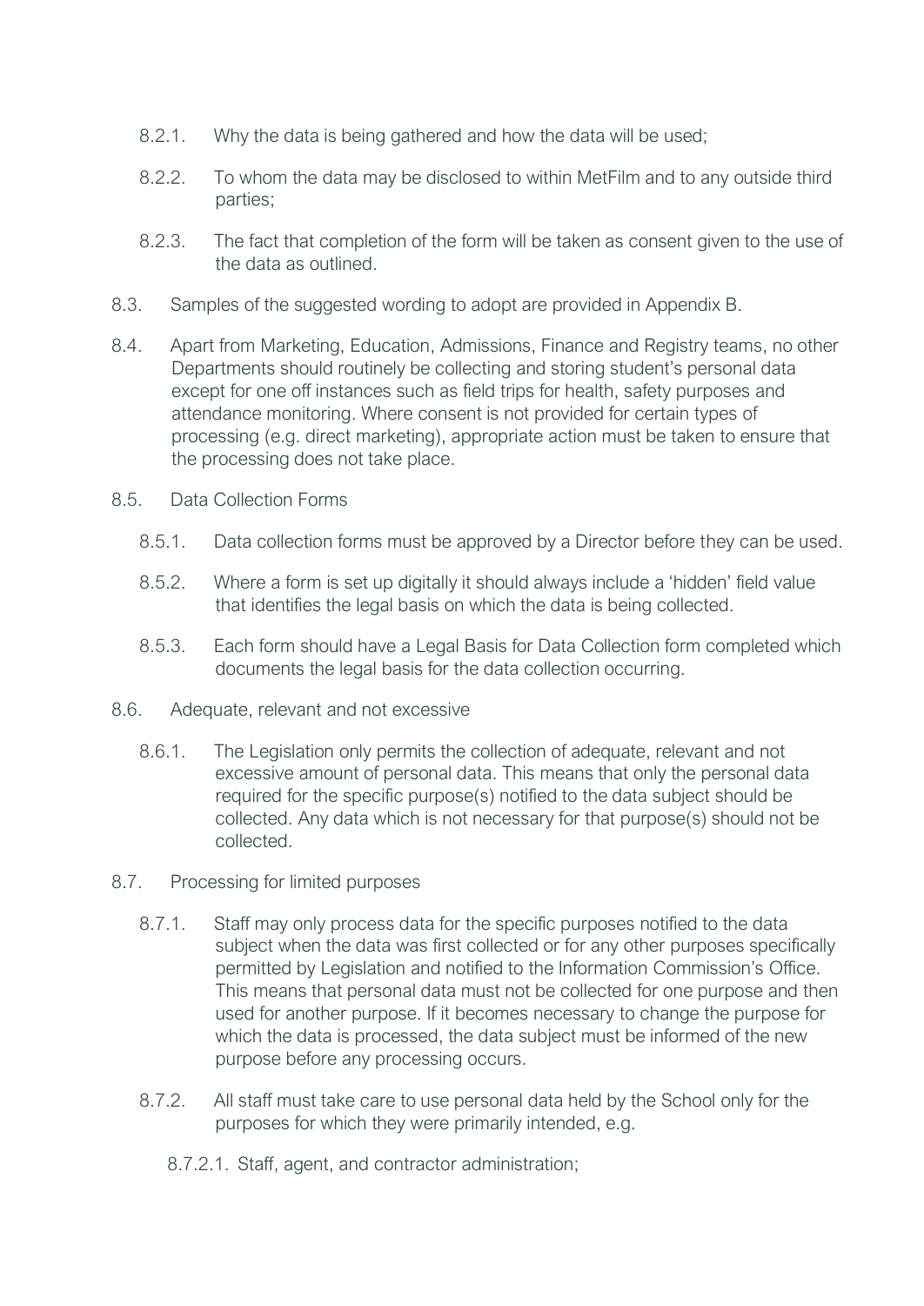8.2.1. Why the data is being gathered and how the data will be used;

8.2.2. To whom the data may be disclosed to within MetFilm and to any outside third parties;

8.2.3. The fact that completion of the form will be taken as consent given to the use of the data as outlined.

8.3. Samples of the suggested wording to adopt are provided in Appendix B.

8.4. Apart from Marketing, Education, Admissions, Finance and Registry teams, no other Departments should routinely be collecting and storing student's personal data except for one off instances such as field trips for health, safety purposes and attendance monitoring. Where consent is not provided for certain types of processing (e.g. direct marketing), appropriate action must be taken to ensure that the processing does not take place.

8.5. Data Collection Forms

8.5.1. Data collection forms must be approved by a Director before they can be used.

8.5.2. Where a form is set up digitally it should always include a 'hidden' field value that identifies the legal basis on which the data is being collected.

8.5.3. Each form should have a Legal Basis for Data Collection form completed which documents the legal basis for the data collection occurring.

8.6. Adequate, relevant and not excessive

8.6.1. The Legislation only permits the collection of adequate, relevant and not excessive amount of personal data. This means that only the personal data required for the specific purpose(s) notified to the data subject should be collected. Any data which is not necessary for that purpose(s) should not be collected.

8.7. Processing for limited purposes

8.7.1. Staff may only process data for the specific purposes notified to the data subject when the data was first collected or for any other purposes specifically permitted by Legislation and notified to the Information Commission's Office. This means that personal data must not be collected for one purpose and then used for another purpose. If it becomes necessary to change the purpose for which the data is processed, the data subject must be informed of the new purpose before any processing occurs.

8.7.2. All staff must take care to use personal data held by the School only for the purposes for which they were primarily intended, e.g.

8.7.2.1. Staff, agent, and contractor administration;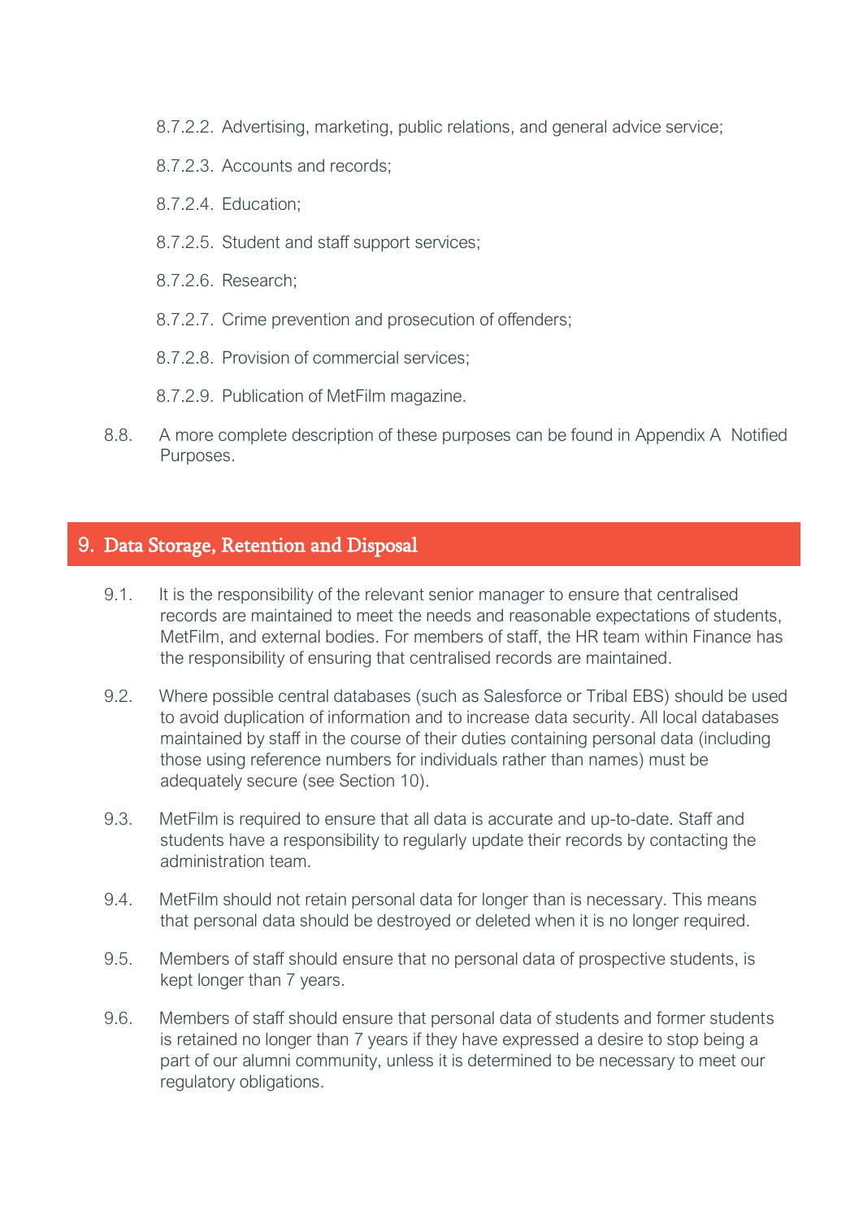8.7.2.2. Advertising, marketing, public relations, and general advice service;

8.7.2.3. Accounts and records;

8.7.2.4. Education;

8.7.2.5. Student and staff support services;

8.7.2.6. Research;

8.7.2.7. Crime prevention and prosecution of offenders;

8.7.2.8. Provision of commercial services;

8.7.2.9. Publication of MetFilm magazine.

8.8. A more complete description of these purposes can be found in Appendix A Notified Purposes.

## 9. Data Storage, Retention and Disposal

9.1. It is the responsibility of the relevant senior manager to ensure that centralised records are maintained to meet the needs and reasonable expectations of students, MetFilm, and external bodies. For members of staff, the HR team within Finance has the responsibility of ensuring that centralised records are maintained.

9.2. Where possible central databases (such as Salesforce or Tribal EBS) should be used to avoid duplication of information and to increase data security. All local databases maintained by staff in the course of their duties containing personal data (including those using reference numbers for individuals rather than names) must be adequately secure (see Section 10).

9.3. MetFilm is required to ensure that all data is accurate and up-to-date. Staff and students have a responsibility to regularly update their records by contacting the administration team.

9.4. MetFilm should not retain personal data for longer than is necessary. This means that personal data should be destroyed or deleted when it is no longer required.

9.5. Members of staff should ensure that no personal data of prospective students, is kept longer than 7 years.

9.6. Members of staff should ensure that personal data of students and former students is retained no longer than 7 years if they have expressed a desire to stop being a part of our alumni community, unless it is determined to be necessary to meet our regulatory obligations.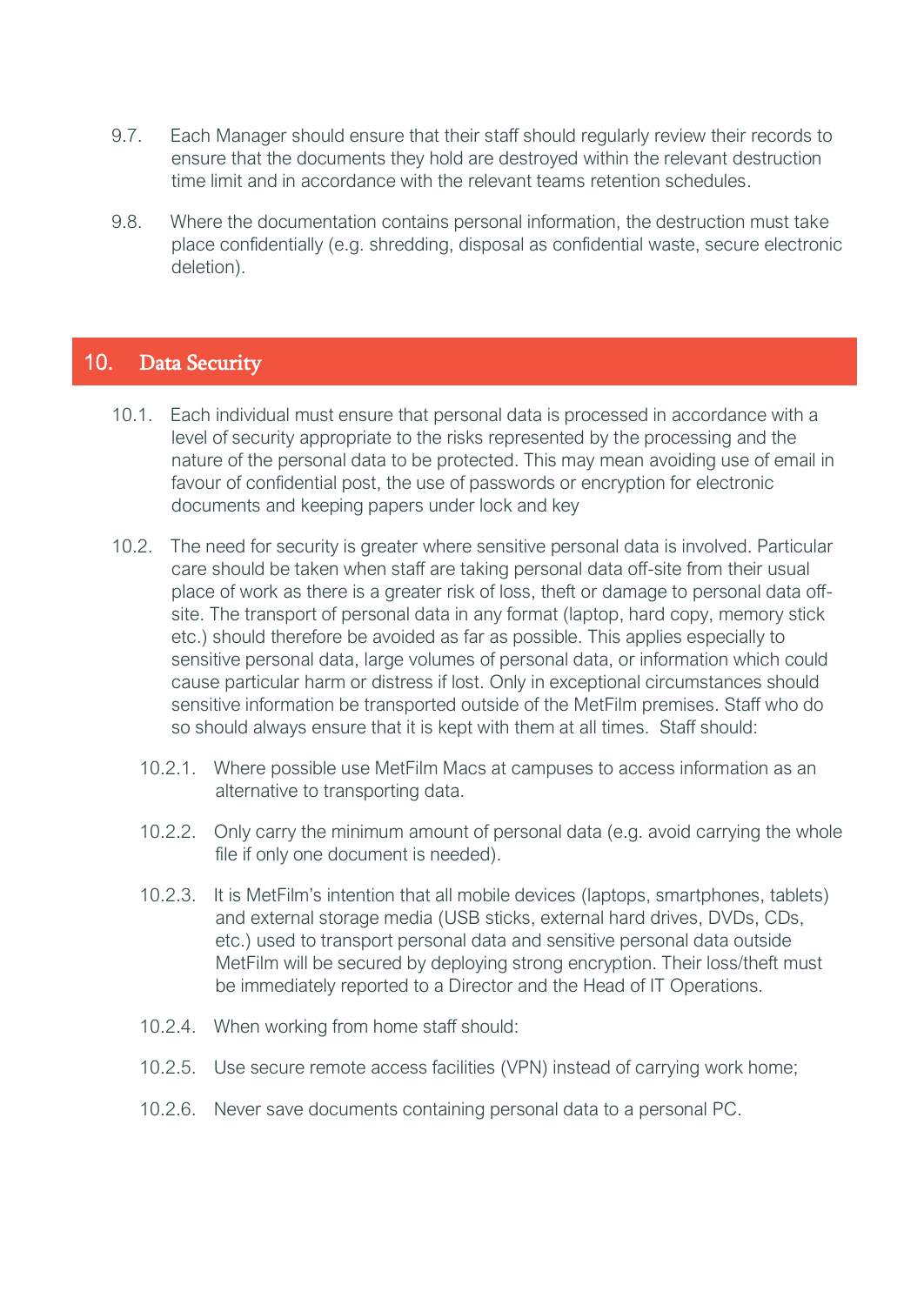9.7. Each Manager should ensure that their staff should regularly review their records to ensure that the documents they hold are destroyed within the relevant destruction time limit and in accordance with the relevant teams retention schedules.

9.8. Where the documentation contains personal information, the destruction must take place confidentially (e.g. shredding, disposal as confidential waste, secure electronic deletion).

## 10. Data Security

10.1. Each individual must ensure that personal data is processed in accordance with a level of security appropriate to the risks represented by the processing and the nature of the personal data to be protected. This may mean avoiding use of email in favour of confidential post, the use of passwords or encryption for electronic documents and keeping papers under lock and key

10.2. The need for security is greater where sensitive personal data is involved. Particular care should be taken when staff are taking personal data off-site from their usual place of work as there is a greater risk of loss, theft or damage to personal data off-site. The transport of personal data in any format (laptop, hard copy, memory stick etc.) should therefore be avoided as far as possible. This applies especially to sensitive personal data, large volumes of personal data, or information which could cause particular harm or distress if lost. Only in exceptional circumstances should sensitive information be transported outside of the MetFilm premises. Staff who do so should always ensure that it is kept with them at all times. Staff should:

10.2.1. Where possible use MetFilm Macs at campuses to access information as an alternative to transporting data.

10.2.2. Only carry the minimum amount of personal data (e.g. avoid carrying the whole file if only one document is needed).

10.2.3. It is MetFilm's intention that all mobile devices (laptops, smartphones, tablets) and external storage media (USB sticks, external hard drives, DVDs, CDs, etc.) used to transport personal data and sensitive personal data outside MetFilm will be secured by deploying strong encryption. Their loss/theft must be immediately reported to a Director and the Head of IT Operations.

10.2.4. When working from home staff should:

10.2.5. Use secure remote access facilities (VPN) instead of carrying work home;

10.2.6. Never save documents containing personal data to a personal PC.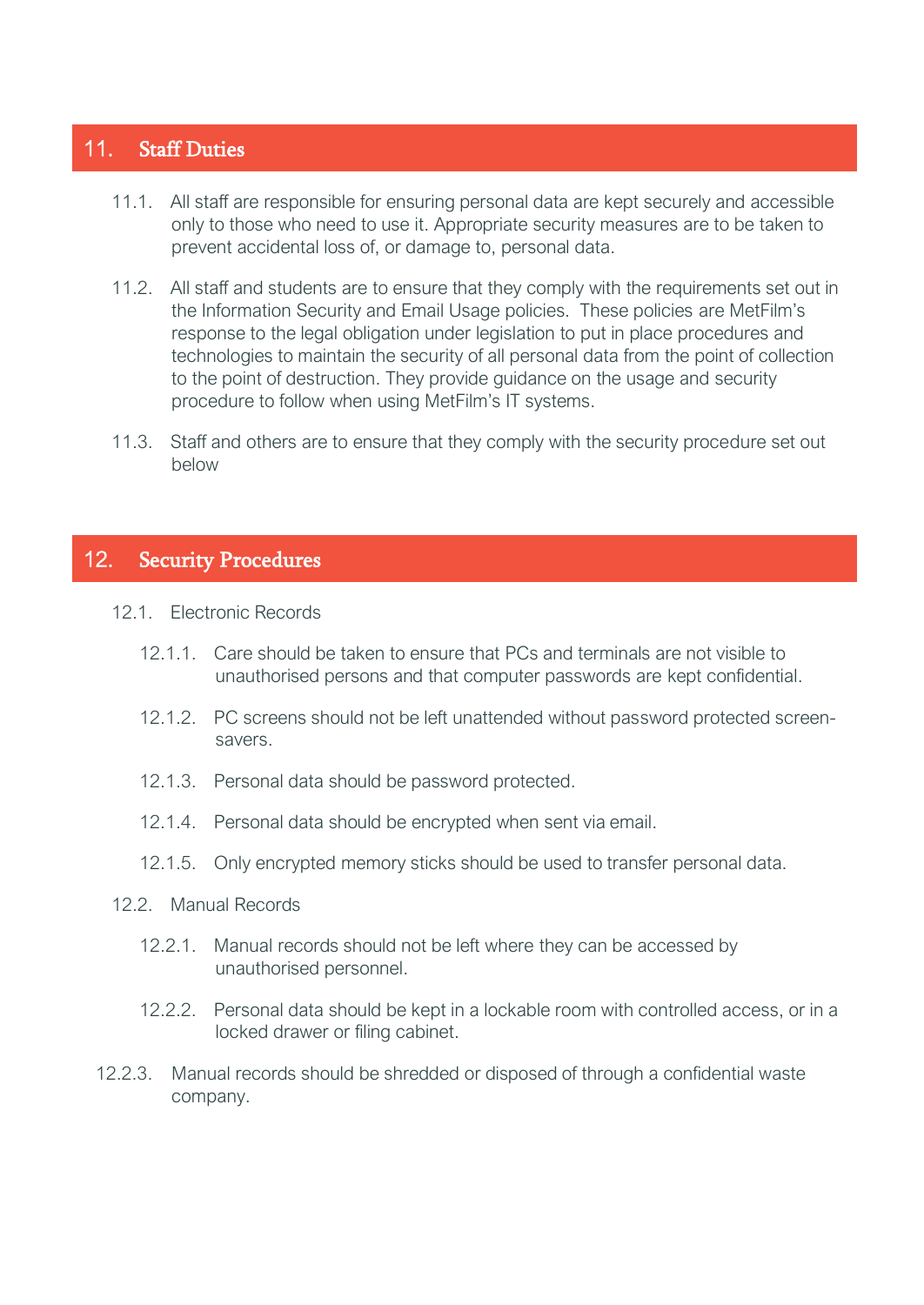## 11. Staff Duties

11.1. All staff are responsible for ensuring personal data are kept securely and accessible only to those who need to use it. Appropriate security measures are to be taken to prevent accidental loss of, or damage to, personal data.

11.2. All staff and students are to ensure that they comply with the requirements set out in the Information Security and Email Usage policies. These policies are MetFilm's response to the legal obligation under legislation to put in place procedures and technologies to maintain the security of all personal data from the point of collection to the point of destruction. They provide guidance on the usage and security procedure to follow when using MetFilm's IT systems.

11.3. Staff and others are to ensure that they comply with the security procedure set out below

## 12. Security Procedures

12.1. Electronic Records

12.1.1. Care should be taken to ensure that PCs and terminals are not visible to unauthorised persons and that computer passwords are kept confidential.

12.1.2. PC screens should not be left unattended without password protected screen-savers.

12.1.3. Personal data should be password protected.

12.1.4. Personal data should be encrypted when sent via email.

12.1.5. Only encrypted memory sticks should be used to transfer personal data.

12.2. Manual Records

12.2.1. Manual records should not be left where they can be accessed by unauthorised personnel.

12.2.2. Personal data should be kept in a lockable room with controlled access, or in a locked drawer or filing cabinet.

12.2.3. Manual records should be shredded or disposed of through a confidential waste company.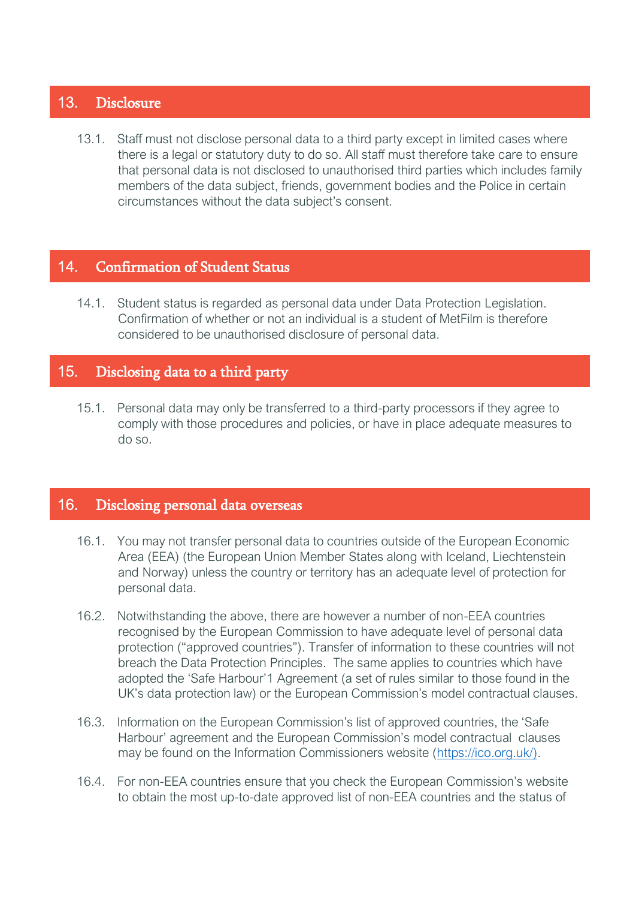## 13. Disclosure

13.1. Staff must not disclose personal data to a third party except in limited cases where there is a legal or statutory duty to do so. All staff must therefore take care to ensure that personal data is not disclosed to unauthorised third parties which includes family members of the data subject, friends, government bodies and the Police in certain circumstances without the data subject's consent.

## 14. Confirmation of Student Status

14.1. Student status is regarded as personal data under Data Protection Legislation. Confirmation of whether or not an individual is a student of MetFilm is therefore considered to be unauthorised disclosure of personal data.

## 15. Disclosing data to a third party

15.1. Personal data may only be transferred to a third-party processors if they agree to comply with those procedures and policies, or have in place adequate measures to do so.

## 16. Disclosing personal data overseas

16.1. You may not transfer personal data to countries outside of the European Economic Area (EEA) (the European Union Member States along with Iceland, Liechtenstein and Norway) unless the country or territory has an adequate level of protection for personal data.

16.2. Notwithstanding the above, there are however a number of non-EEA countries recognised by the European Commission to have adequate level of personal data protection ("approved countries"). Transfer of information to these countries will not breach the Data Protection Principles. The same applies to countries which have adopted the 'Safe Harbour'[1] Agreement (a set of rules similar to those found in the UK's data protection law) or the European Commission's model contractual clauses.

16.3. Information on the European Commission's list of approved countries, the 'Safe Harbour' agreement and the European Commission's model contractual clauses may be found on the Information Commissioners website (https://ico.org.uk/).

16.4. For non-EEA countries ensure that you check the European Commission's website to obtain the most up-to-date approved list of non-EEA countries and the status of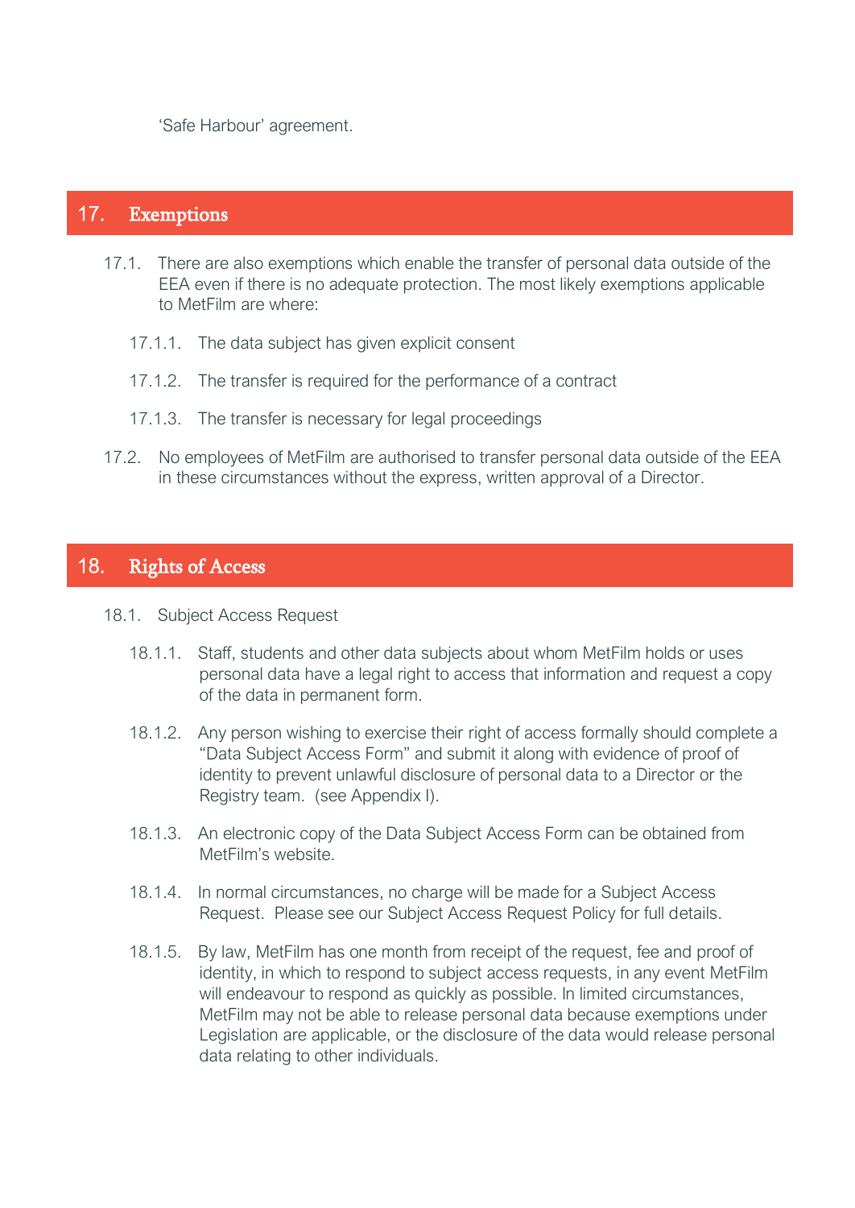'Safe Harbour' agreement.

## 17. Exemptions

17.1. There are also exemptions which enable the transfer of personal data outside of the EEA even if there is no adequate protection. The most likely exemptions applicable to MetFilm are where:

17.1.1. The data subject has given explicit consent

17.1.2. The transfer is required for the performance of a contract

17.1.3. The transfer is necessary for legal proceedings

17.2. No employees of MetFilm are authorised to transfer personal data outside of the EEA in these circumstances without the express, written approval of a Director.

## 18. Rights of Access

18.1. Subject Access Request

18.1.1. Staff, students and other data subjects about whom MetFilm holds or uses personal data have a legal right to access that information and request a copy of the data in permanent form.

18.1.2. Any person wishing to exercise their right of access formally should complete a "Data Subject Access Form" and submit it along with evidence of proof of identity to prevent unlawful disclosure of personal data to a Director or the Registry team. (see Appendix I).

18.1.3. An electronic copy of the Data Subject Access Form can be obtained from MetFilm's website.

18.1.4. In normal circumstances, no charge will be made for a Subject Access Request. Please see our Subject Access Request Policy for full details.

18.1.5. By law, MetFilm has one month from receipt of the request, fee and proof of identity, in which to respond to subject access requests, in any event MetFilm will endeavour to respond as quickly as possible. In limited circumstances, MetFilm may not be able to release personal data because exemptions under Legislation are applicable, or the disclosure of the data would release personal data relating to other individuals.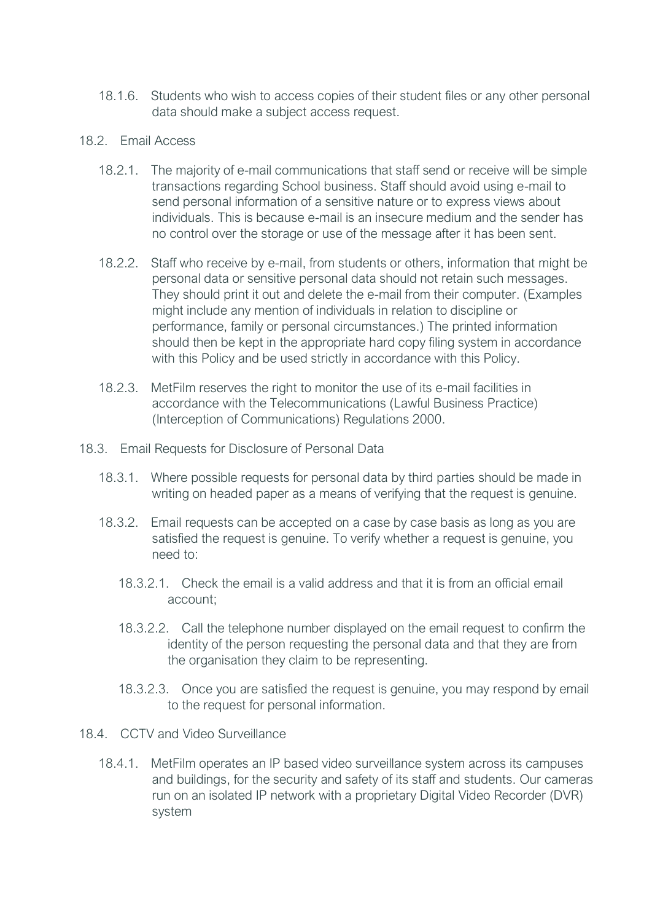18.1.6. Students who wish to access copies of their student files or any other personal data should make a subject access request.

18.2. Email Access

18.2.1. The majority of e-mail communications that staff send or receive will be simple transactions regarding School business. Staff should avoid using e-mail to send personal information of a sensitive nature or to express views about individuals. This is because e-mail is an insecure medium and the sender has no control over the storage or use of the message after it has been sent.

18.2.2. Staff who receive by e-mail, from students or others, information that might be personal data or sensitive personal data should not retain such messages. They should print it out and delete the e-mail from their computer. (Examples might include any mention of individuals in relation to discipline or performance, family or personal circumstances.) The printed information should then be kept in the appropriate hard copy filing system in accordance with this Policy and be used strictly in accordance with this Policy.

18.2.3. MetFilm reserves the right to monitor the use of its e-mail facilities in accordance with the Telecommunications (Lawful Business Practice) (Interception of Communications) Regulations 2000.

18.3. Email Requests for Disclosure of Personal Data

18.3.1. Where possible requests for personal data by third parties should be made in writing on headed paper as a means of verifying that the request is genuine.

18.3.2. Email requests can be accepted on a case by case basis as long as you are satisfied the request is genuine. To verify whether a request is genuine, you need to:

18.3.2.1. Check the email is a valid address and that it is from an official email account;

18.3.2.2. Call the telephone number displayed on the email request to confirm the identity of the person requesting the personal data and that they are from the organisation they claim to be representing.

18.3.2.3. Once you are satisfied the request is genuine, you may respond by email to the request for personal information.

18.4. CCTV and Video Surveillance

18.4.1. MetFilm operates an IP based video surveillance system across its campuses and buildings, for the security and safety of its staff and students. Our cameras run on an isolated IP network with a proprietary Digital Video Recorder (DVR) system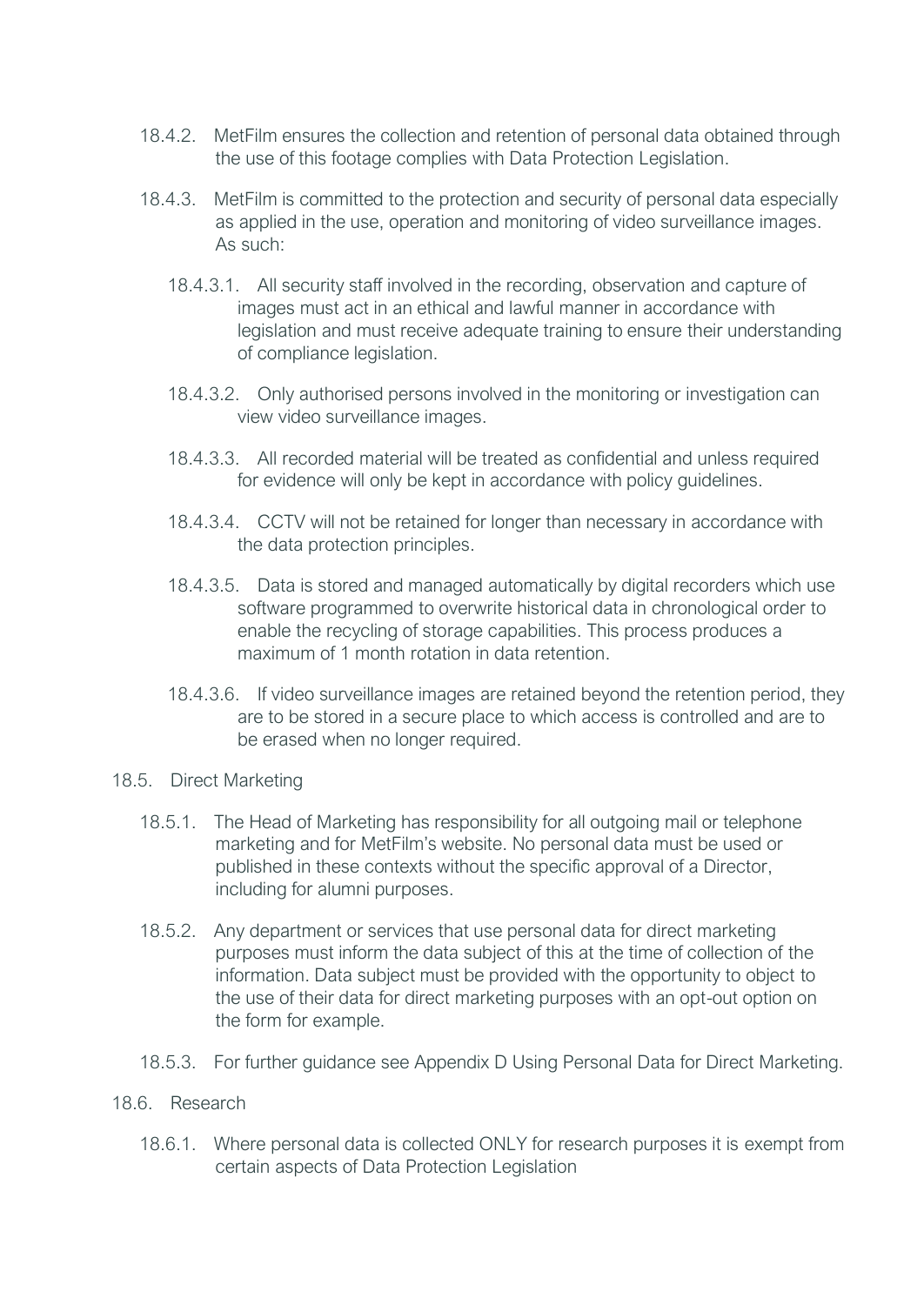18.4.2. MetFilm ensures the collection and retention of personal data obtained through the use of this footage complies with Data Protection Legislation.

18.4.3. MetFilm is committed to the protection and security of personal data especially as applied in the use, operation and monitoring of video surveillance images. As such:

18.4.3.1. All security staff involved in the recording, observation and capture of images must act in an ethical and lawful manner in accordance with legislation and must receive adequate training to ensure their understanding of compliance legislation.

18.4.3.2. Only authorised persons involved in the monitoring or investigation can view video surveillance images.

18.4.3.3. All recorded material will be treated as confidential and unless required for evidence will only be kept in accordance with policy guidelines.

18.4.3.4. CCTV will not be retained for longer than necessary in accordance with the data protection principles.

18.4.3.5. Data is stored and managed automatically by digital recorders which use software programmed to overwrite historical data in chronological order to enable the recycling of storage capabilities. This process produces a maximum of 1 month rotation in data retention.

18.4.3.6. If video surveillance images are retained beyond the retention period, they are to be stored in a secure place to which access is controlled and are to be erased when no longer required.

18.5. Direct Marketing

18.5.1. The Head of Marketing has responsibility for all outgoing mail or telephone marketing and for MetFilm's website. No personal data must be used or published in these contexts without the specific approval of a Director, including for alumni purposes.

18.5.2. Any department or services that use personal data for direct marketing purposes must inform the data subject of this at the time of collection of the information. Data subject must be provided with the opportunity to object to the use of their data for direct marketing purposes with an opt-out option on the form for example.

18.5.3. For further guidance see Appendix D Using Personal Data for Direct Marketing.

18.6. Research

18.6.1. Where personal data is collected ONLY for research purposes it is exempt from certain aspects of Data Protection Legislation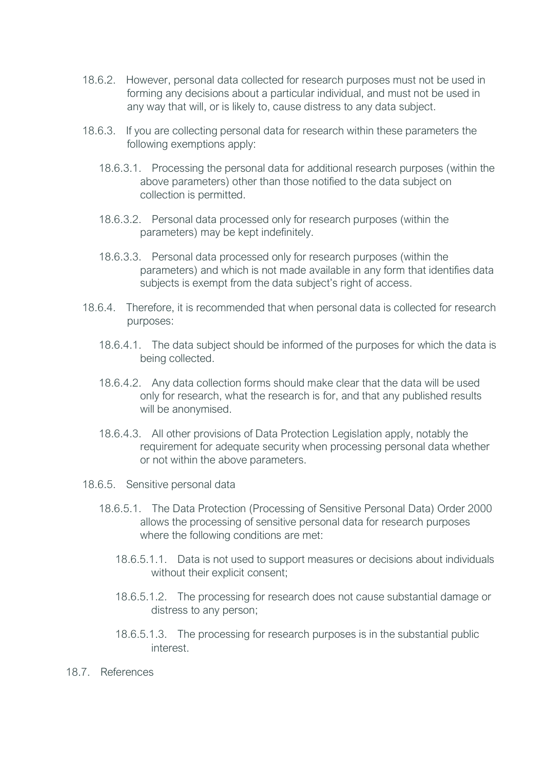18.6.2. However, personal data collected for research purposes must not be used in forming any decisions about a particular individual, and must not be used in any way that will, or is likely to, cause distress to any data subject.

18.6.3. If you are collecting personal data for research within these parameters the following exemptions apply:

18.6.3.1. Processing the personal data for additional research purposes (within the above parameters) other than those notified to the data subject on collection is permitted.

18.6.3.2. Personal data processed only for research purposes (within the parameters) may be kept indefinitely.

18.6.3.3. Personal data processed only for research purposes (within the parameters) and which is not made available in any form that identifies data subjects is exempt from the data subject's right of access.

18.6.4. Therefore, it is recommended that when personal data is collected for research purposes:

18.6.4.1. The data subject should be informed of the purposes for which the data is being collected.

18.6.4.2. Any data collection forms should make clear that the data will be used only for research, what the research is for, and that any published results will be anonymised.

18.6.4.3. All other provisions of Data Protection Legislation apply, notably the requirement for adequate security when processing personal data whether or not within the above parameters.

18.6.5. Sensitive personal data

18.6.5.1. The Data Protection (Processing of Sensitive Personal Data) Order 2000 allows the processing of sensitive personal data for research purposes where the following conditions are met:

18.6.5.1.1. Data is not used to support measures or decisions about individuals without their explicit consent;

18.6.5.1.2. The processing for research does not cause substantial damage or distress to any person;

18.6.5.1.3. The processing for research purposes is in the substantial public interest.

18.7. References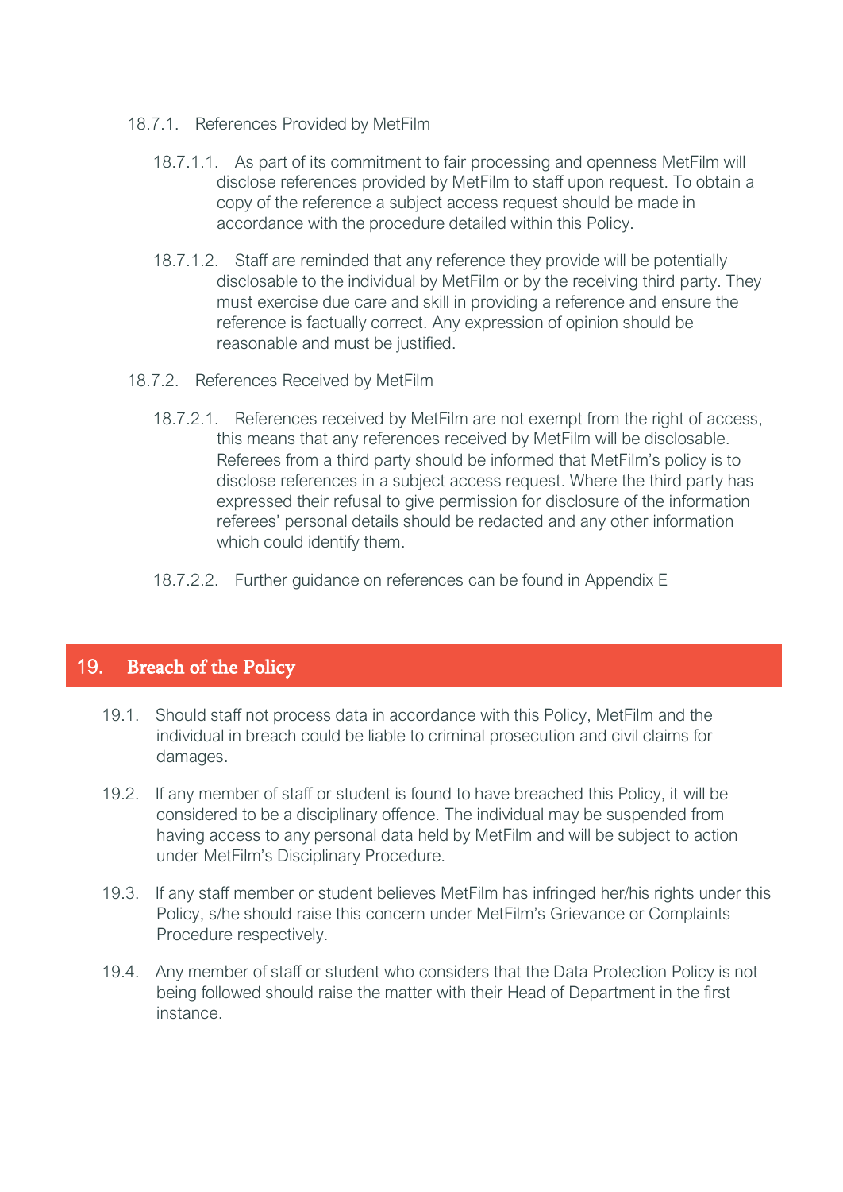18.7.1. References Provided by MetFilm

18.7.1.1. As part of its commitment to fair processing and openness MetFilm will disclose references provided by MetFilm to staff upon request. To obtain a copy of the reference a subject access request should be made in accordance with the procedure detailed within this Policy.

18.7.1.2. Staff are reminded that any reference they provide will be potentially disclosable to the individual by MetFilm or by the receiving third party. They must exercise due care and skill in providing a reference and ensure the reference is factually correct. Any expression of opinion should be reasonable and must be justified.

18.7.2. References Received by MetFilm

18.7.2.1. References received by MetFilm are not exempt from the right of access, this means that any references received by MetFilm will be disclosable. Referees from a third party should be informed that MetFilm's policy is to disclose references in a subject access request. Where the third party has expressed their refusal to give permission for disclosure of the information referees' personal details should be redacted and any other information which could identify them.

18.7.2.2. Further guidance on references can be found in Appendix E

## 19. Breach of the Policy

19.1. Should staff not process data in accordance with this Policy, MetFilm and the individual in breach could be liable to criminal prosecution and civil claims for damages.

19.2. If any member of staff or student is found to have breached this Policy, it will be considered to be a disciplinary offence. The individual may be suspended from having access to any personal data held by MetFilm and will be subject to action under MetFilm's Disciplinary Procedure.

19.3. If any staff member or student believes MetFilm has infringed her/his rights under this Policy, s/he should raise this concern under MetFilm's Grievance or Complaints Procedure respectively.

19.4. Any member of staff or student who considers that the Data Protection Policy is not being followed should raise the matter with their Head of Department in the first instance.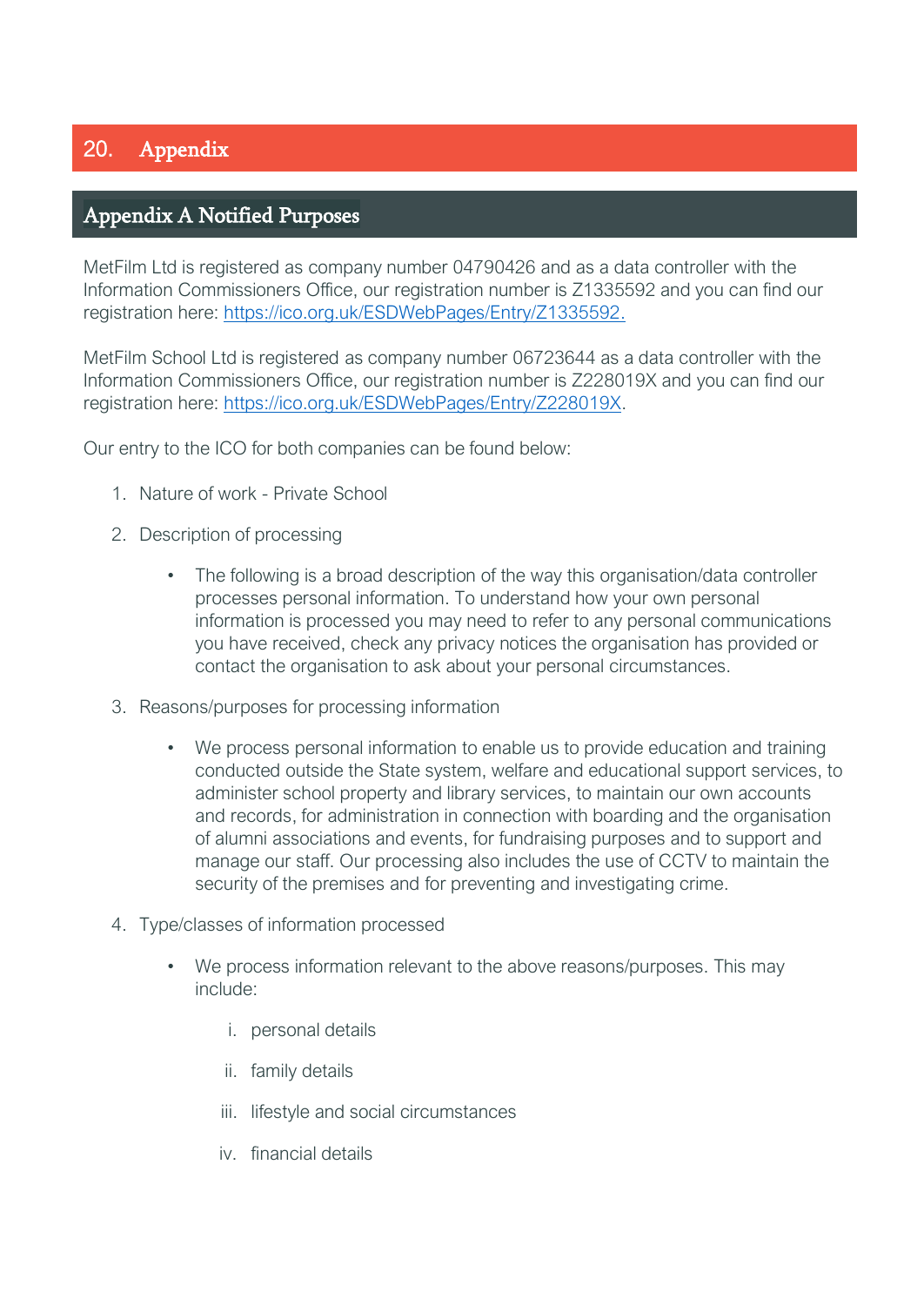# 20. Appendix

## Appendix A Notified Purposes

MetFilm Ltd is registered as company number 04790426 and as a data controller with the Information Commissioners Office, our registration number is Z1335592 and you can find our registration here: [https://ico.org.uk/ESDWebPages/Entry/Z1335592.](https://ico.org.uk/ESDWebPages/Entry/Z1335592)

MetFilm School Ltd is registered as company number 06723644 as a data controller with the Information Commissioners Office, our registration number is Z228019X and you can find our registration here: [https://ico.org.uk/ESDWebPages/Entry/Z228019X](https://ico.org.uk/ESDWebPages/Entry/Z228019X).

Our entry to the ICO for both companies can be found below:

1. Nature of work - Private School

2. Description of processing

    - The following is a broad description of the way this organisation/data controller processes personal information. To understand how your own personal information is processed you may need to refer to any personal communications you have received, check any privacy notices the organisation has provided or contact the organisation to ask about your personal circumstances.

3. Reasons/purposes for processing information

    - We process personal information to enable us to provide education and training conducted outside the State system, welfare and educational support services, to administer school property and library services, to maintain our own accounts and records, for administration in connection with boarding and the organisation of alumni associations and events, for fundraising purposes and to support and manage our staff. Our processing also includes the use of CCTV to maintain the security of the premises and for preventing and investigating crime.

4. Type/classes of information processed

    - We process information relevant to the above reasons/purposes. This may include:

        i. personal details

        ii. family details

        iii. lifestyle and social circumstances

        iv. financial details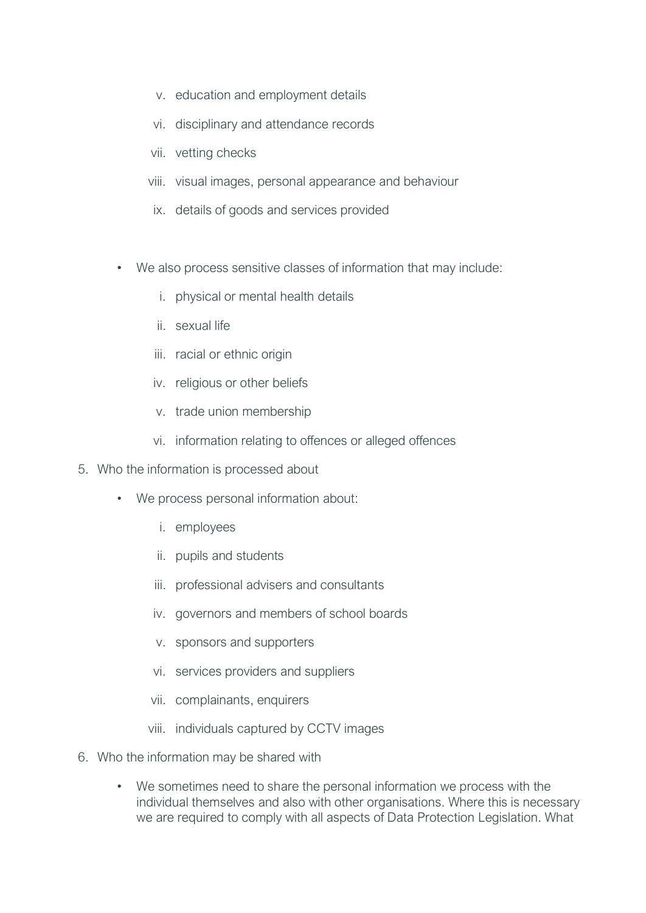v. education and employment details
   vi. disciplinary and attendance records
   vii. vetting checks
   viii. visual images, personal appearance and behaviour
   ix. details of goods and services provided

- We also process sensitive classes of information that may include:
   i. physical or mental health details
   ii. sexual life
   iii. racial or ethnic origin
   iv. religious or other beliefs
   v. trade union membership
   vi. information relating to offences or alleged offences

5. Who the information is processed about
    - We process personal information about:
       i. employees
       ii. pupils and students
       iii. professional advisers and consultants
       iv. governors and members of school boards
       v. sponsors and supporters
       vi. services providers and suppliers
       vii. complainants, enquirers
       viii. individuals captured by CCTV images

6. Who the information may be shared with
    - We sometimes need to share the personal information we process with the individual themselves and also with other organisations. Where this is necessary we are required to comply with all aspects of Data Protection Legislation. What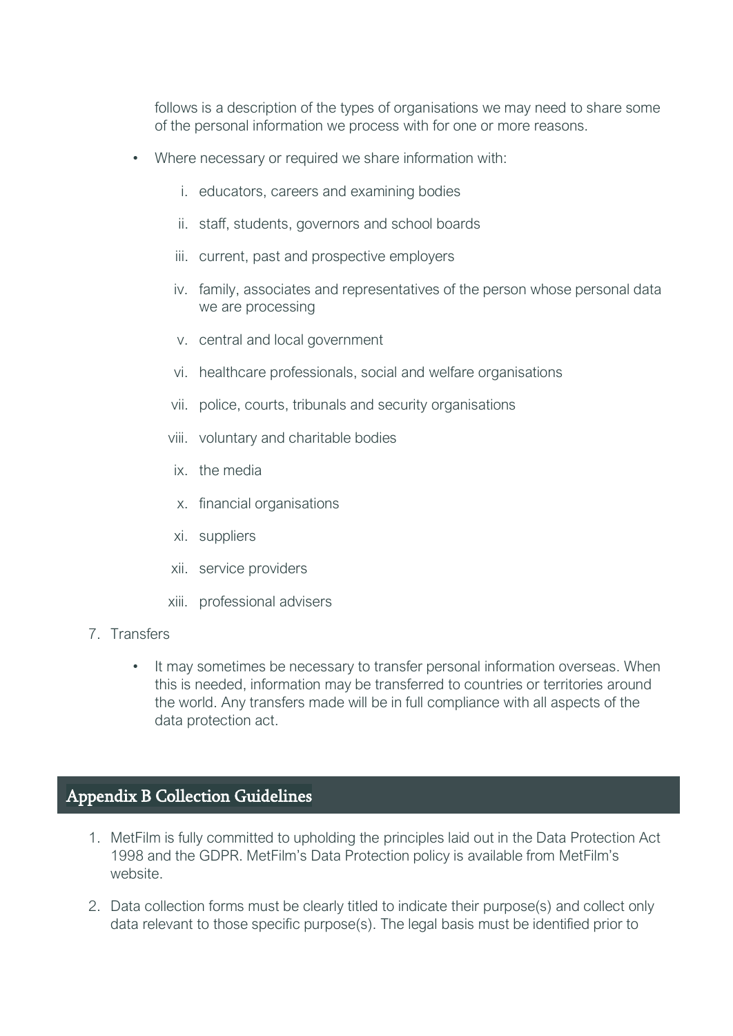follows is a description of the types of organisations we may need to share some of the personal information we process with for one or more reasons.

- Where necessary or required we share information with:
    i. educators, careers and examining bodies
    ii. staff, students, governors and school boards
    iii. current, past and prospective employers
    iv. family, associates and representatives of the person whose personal data we are processing
    v. central and local government
    vi. healthcare professionals, social and welfare organisations
    vii. police, courts, tribunals and security organisations
    viii. voluntary and charitable bodies
    ix. the media
    x. financial organisations
    xi. suppliers
    xii. service providers
    xiii. professional advisers

7. Transfers
    - It may sometimes be necessary to transfer personal information overseas. When this is needed, information may be transferred to countries or territories around the world. Any transfers made will be in full compliance with all aspects of the data protection act.

## Appendix B Collection Guidelines

1. MetFilm is fully committed to upholding the principles laid out in the Data Protection Act 1998 and the GDPR. MetFilm's Data Protection policy is available from MetFilm's website.
2. Data collection forms must be clearly titled to indicate their purpose(s) and collect only data relevant to those specific purpose(s). The legal basis must be identified prior to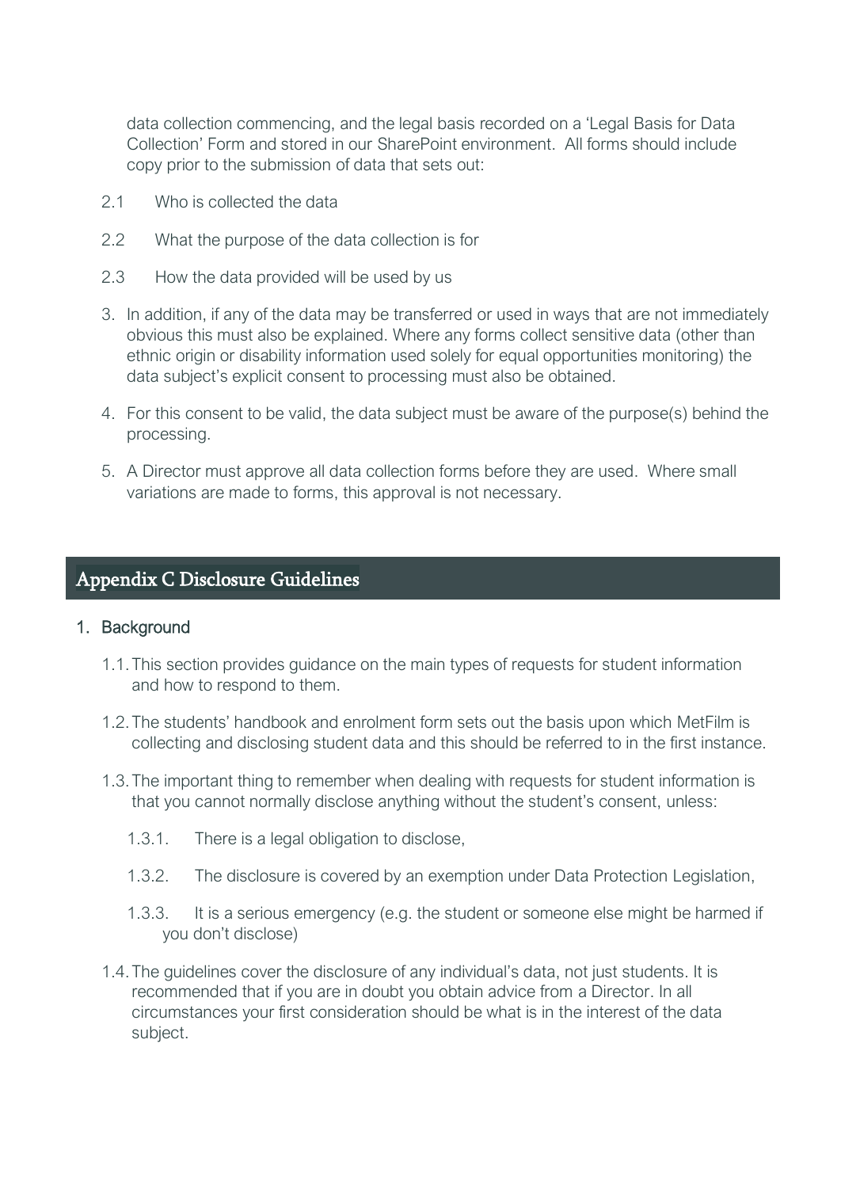data collection commencing, and the legal basis recorded on a 'Legal Basis for Data Collection' Form and stored in our SharePoint environment. All forms should include copy prior to the submission of data that sets out:

2.1 Who is collected the data

2.2 What the purpose of the data collection is for

2.3 How the data provided will be used by us

3. In addition, if any of the data may be transferred or used in ways that are not immediately obvious this must also be explained. Where any forms collect sensitive data (other than ethnic origin or disability information used solely for equal opportunities monitoring) the data subject's explicit consent to processing must also be obtained.
4. For this consent to be valid, the data subject must be aware of the purpose(s) behind the processing.
5. A Director must approve all data collection forms before they are used. Where small variations are made to forms, this approval is not necessary.

## Appendix C Disclosure Guidelines

### 1. Background

1.1. This section provides guidance on the main types of requests for student information and how to respond to them.

1.2. The students' handbook and enrolment form sets out the basis upon which MetFilm is collecting and disclosing student data and this should be referred to in the first instance.

1.3. The important thing to remember when dealing with requests for student information is that you cannot normally disclose anything without the student's consent, unless:

1.3.1. There is a legal obligation to disclose,

1.3.2. The disclosure is covered by an exemption under Data Protection Legislation,

1.3.3. It is a serious emergency (e.g. the student or someone else might be harmed if you don't disclose)

1.4. The guidelines cover the disclosure of any individual's data, not just students. It is recommended that if you are in doubt you obtain advice from a Director. In all circumstances your first consideration should be what is in the interest of the data subject.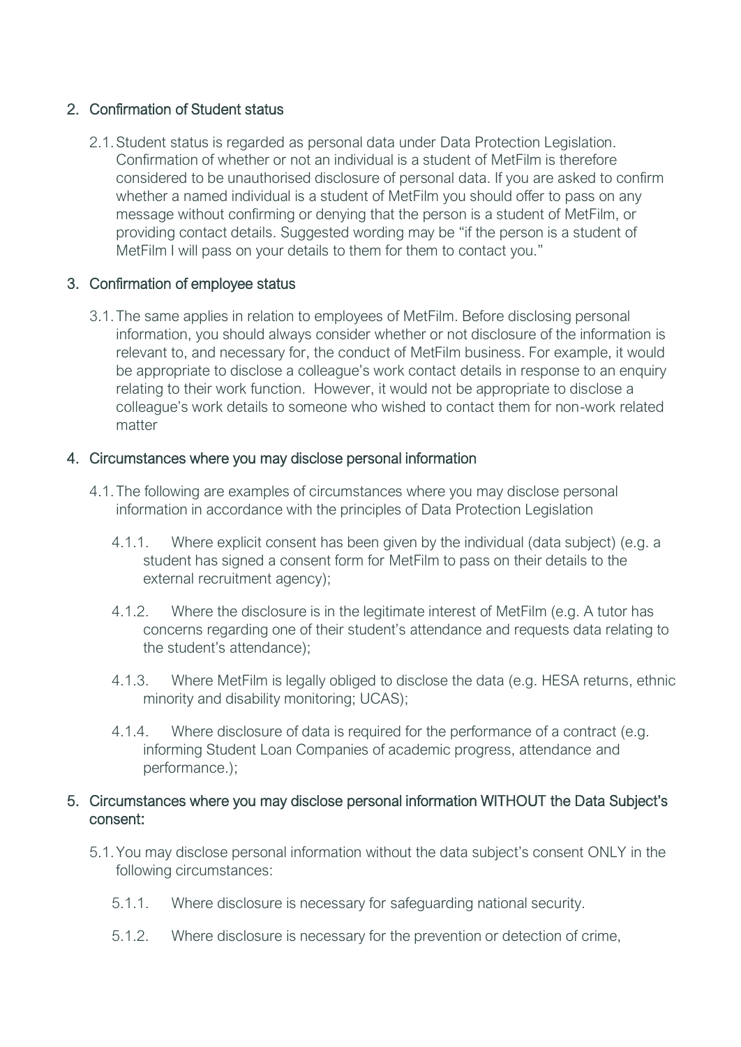## 2. Confirmation of Student status

2.1. Student status is regarded as personal data under Data Protection Legislation. Confirmation of whether or not an individual is a student of MetFilm is therefore considered to be unauthorised disclosure of personal data. If you are asked to confirm whether a named individual is a student of MetFilm you should offer to pass on any message without confirming or denying that the person is a student of MetFilm, or providing contact details. Suggested wording may be "if the person is a student of MetFilm I will pass on your details to them for them to contact you."

## 3. Confirmation of employee status

3.1. The same applies in relation to employees of MetFilm. Before disclosing personal information, you should always consider whether or not disclosure of the information is relevant to, and necessary for, the conduct of MetFilm business. For example, it would be appropriate to disclose a colleague's work contact details in response to an enquiry relating to their work function. However, it would not be appropriate to disclose a colleague's work details to someone who wished to contact them for non-work related matter

## 4. Circumstances where you may disclose personal information

4.1. The following are examples of circumstances where you may disclose personal information in accordance with the principles of Data Protection Legislation

4.1.1. Where explicit consent has been given by the individual (data subject) (e.g. a student has signed a consent form for MetFilm to pass on their details to the external recruitment agency);

4.1.2. Where the disclosure is in the legitimate interest of MetFilm (e.g. A tutor has concerns regarding one of their student's attendance and requests data relating to the student's attendance);

4.1.3. Where MetFilm is legally obliged to disclose the data (e.g. HESA returns, ethnic minority and disability monitoring; UCAS);

4.1.4. Where disclosure of data is required for the performance of a contract (e.g. informing Student Loan Companies of academic progress, attendance and performance.);

## 5. Circumstances where you may disclose personal information WITHOUT the Data Subject's consent:

5.1. You may disclose personal information without the data subject's consent ONLY in the following circumstances:

5.1.1. Where disclosure is necessary for safeguarding national security.

5.1.2. Where disclosure is necessary for the prevention or detection of crime,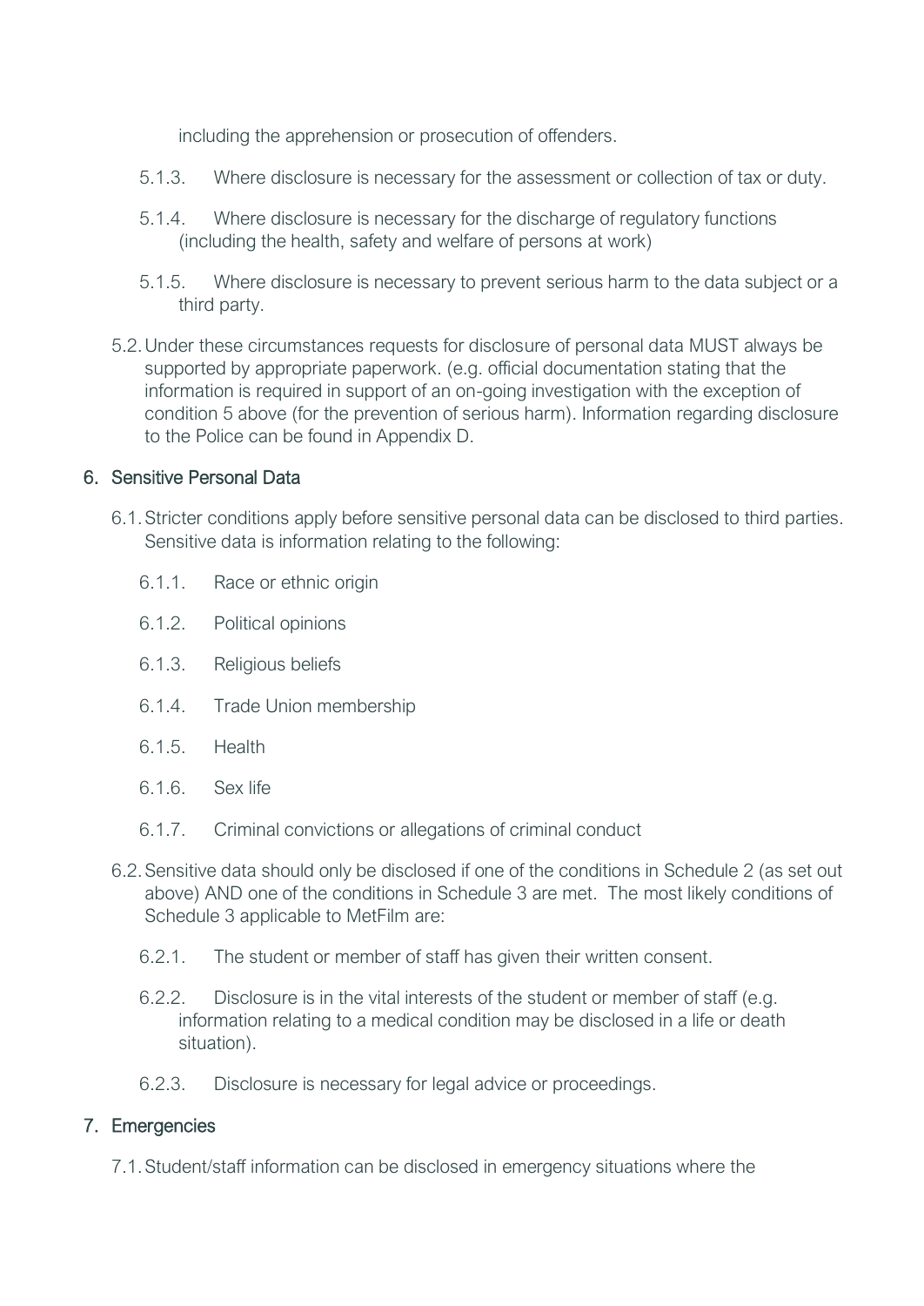including the apprehension or prosecution of offenders.

5.1.3. Where disclosure is necessary for the assessment or collection of tax or duty.

5.1.4. Where disclosure is necessary for the discharge of regulatory functions (including the health, safety and welfare of persons at work)

5.1.5. Where disclosure is necessary to prevent serious harm to the data subject or a third party.

5.2. Under these circumstances requests for disclosure of personal data MUST always be supported by appropriate paperwork. (e.g. official documentation stating that the information is required in support of an on-going investigation with the exception of condition 5 above (for the prevention of serious harm). Information regarding disclosure to the Police can be found in Appendix D.

## 6. Sensitive Personal Data

6.1. Stricter conditions apply before sensitive personal data can be disclosed to third parties. Sensitive data is information relating to the following:

6.1.1. Race or ethnic origin

6.1.2. Political opinions

6.1.3. Religious beliefs

6.1.4. Trade Union membership

6.1.5. Health

6.1.6. Sex life

6.1.7. Criminal convictions or allegations of criminal conduct

6.2. Sensitive data should only be disclosed if one of the conditions in Schedule 2 (as set out above) AND one of the conditions in Schedule 3 are met. The most likely conditions of Schedule 3 applicable to MetFilm are:

6.2.1. The student or member of staff has given their written consent.

6.2.2. Disclosure is in the vital interests of the student or member of staff (e.g. information relating to a medical condition may be disclosed in a life or death situation).

6.2.3. Disclosure is necessary for legal advice or proceedings.

## 7. Emergencies

7.1. Student/staff information can be disclosed in emergency situations where the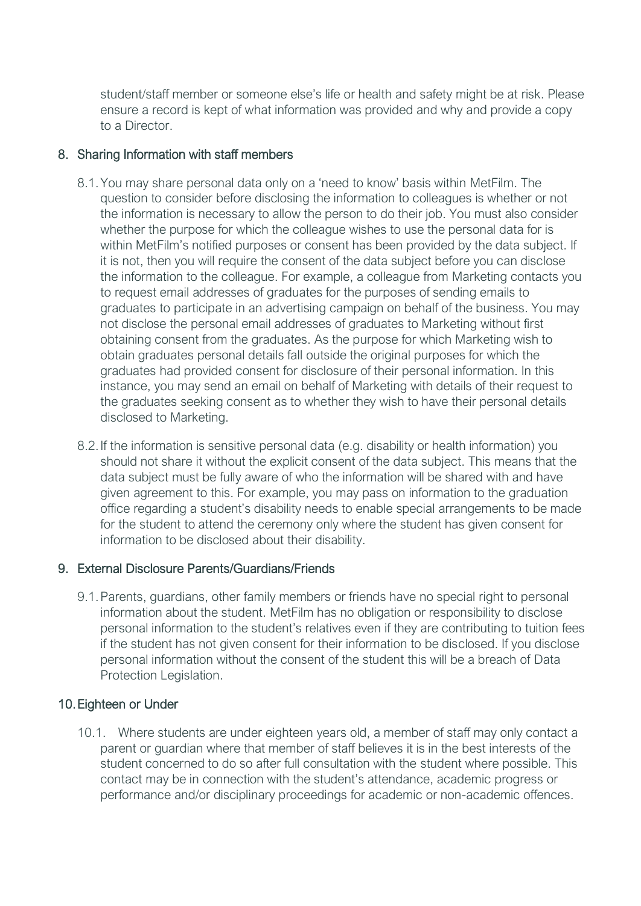student/staff member or someone else's life or health and safety might be at risk. Please ensure a record is kept of what information was provided and why and provide a copy to a Director.

## 8. Sharing Information with staff members

8.1. You may share personal data only on a 'need to know' basis within MetFilm. The question to consider before disclosing the information to colleagues is whether or not the information is necessary to allow the person to do their job. You must also consider whether the purpose for which the colleague wishes to use the personal data for is within MetFilm's notified purposes or consent has been provided by the data subject. If it is not, then you will require the consent of the data subject before you can disclose the information to the colleague. For example, a colleague from Marketing contacts you to request email addresses of graduates for the purposes of sending emails to graduates to participate in an advertising campaign on behalf of the business. You may not disclose the personal email addresses of graduates to Marketing without first obtaining consent from the graduates. As the purpose for which Marketing wish to obtain graduates personal details fall outside the original purposes for which the graduates had provided consent for disclosure of their personal information. In this instance, you may send an email on behalf of Marketing with details of their request to the graduates seeking consent as to whether they wish to have their personal details disclosed to Marketing.

8.2. If the information is sensitive personal data (e.g. disability or health information) you should not share it without the explicit consent of the data subject. This means that the data subject must be fully aware of who the information will be shared with and have given agreement to this. For example, you may pass on information to the graduation office regarding a student's disability needs to enable special arrangements to be made for the student to attend the ceremony only where the student has given consent for information to be disclosed about their disability.

## 9. External Disclosure Parents/Guardians/Friends

9.1. Parents, guardians, other family members or friends have no special right to personal information about the student. MetFilm has no obligation or responsibility to disclose personal information to the student's relatives even if they are contributing to tuition fees if the student has not given consent for their information to be disclosed. If you disclose personal information without the consent of the student this will be a breach of Data Protection Legislation.

## 10. Eighteen or Under

10.1. Where students are under eighteen years old, a member of staff may only contact a parent or guardian where that member of staff believes it is in the best interests of the student concerned to do so after full consultation with the student where possible. This contact may be in connection with the student's attendance, academic progress or performance and/or disciplinary proceedings for academic or non-academic offences.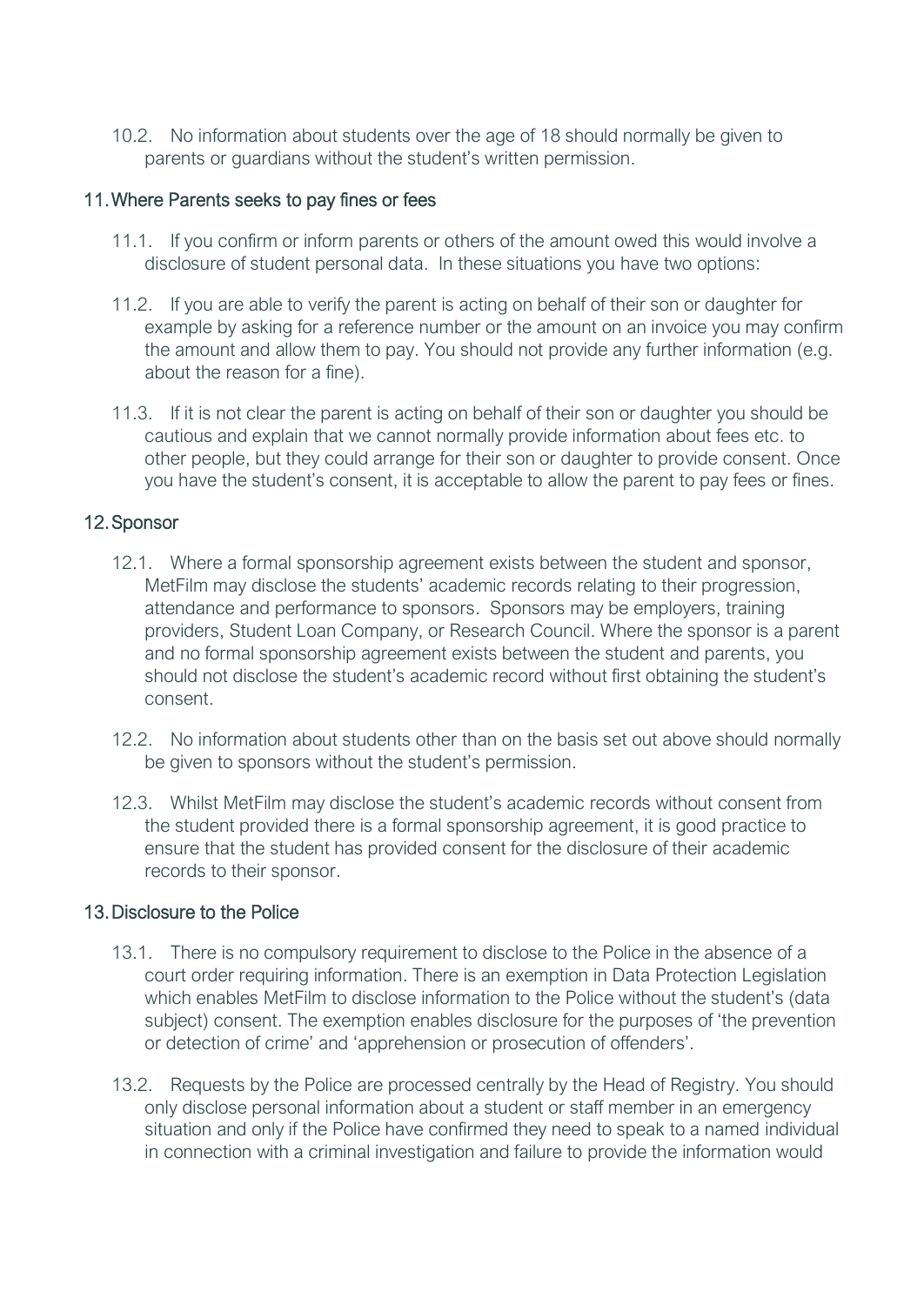10.2. No information about students over the age of 18 should normally be given to parents or guardians without the student's written permission.

## 11. Where Parents seeks to pay fines or fees

11.1. If you confirm or inform parents or others of the amount owed this would involve a disclosure of student personal data. In these situations you have two options:

11.2. If you are able to verify the parent is acting on behalf of their son or daughter for example by asking for a reference number or the amount on an invoice you may confirm the amount and allow them to pay. You should not provide any further information (e.g. about the reason for a fine).

11.3. If it is not clear the parent is acting on behalf of their son or daughter you should be cautious and explain that we cannot normally provide information about fees etc. to other people, but they could arrange for their son or daughter to provide consent. Once you have the student's consent, it is acceptable to allow the parent to pay fees or fines.

## 12. Sponsor

12.1. Where a formal sponsorship agreement exists between the student and sponsor, MetFilm may disclose the students' academic records relating to their progression, attendance and performance to sponsors. Sponsors may be employers, training providers, Student Loan Company, or Research Council. Where the sponsor is a parent and no formal sponsorship agreement exists between the student and parents, you should not disclose the student's academic record without first obtaining the student's consent.

12.2. No information about students other than on the basis set out above should normally be given to sponsors without the student's permission.

12.3. Whilst MetFilm may disclose the student's academic records without consent from the student provided there is a formal sponsorship agreement, it is good practice to ensure that the student has provided consent for the disclosure of their academic records to their sponsor.

## 13. Disclosure to the Police

13.1. There is no compulsory requirement to disclose to the Police in the absence of a court order requiring information. There is an exemption in Data Protection Legislation which enables MetFilm to disclose information to the Police without the student's (data subject) consent. The exemption enables disclosure for the purposes of 'the prevention or detection of crime' and 'apprehension or prosecution of offenders'.

13.2. Requests by the Police are processed centrally by the Head of Registry. You should only disclose personal information about a student or staff member in an emergency situation and only if the Police have confirmed they need to speak to a named individual in connection with a criminal investigation and failure to provide the information would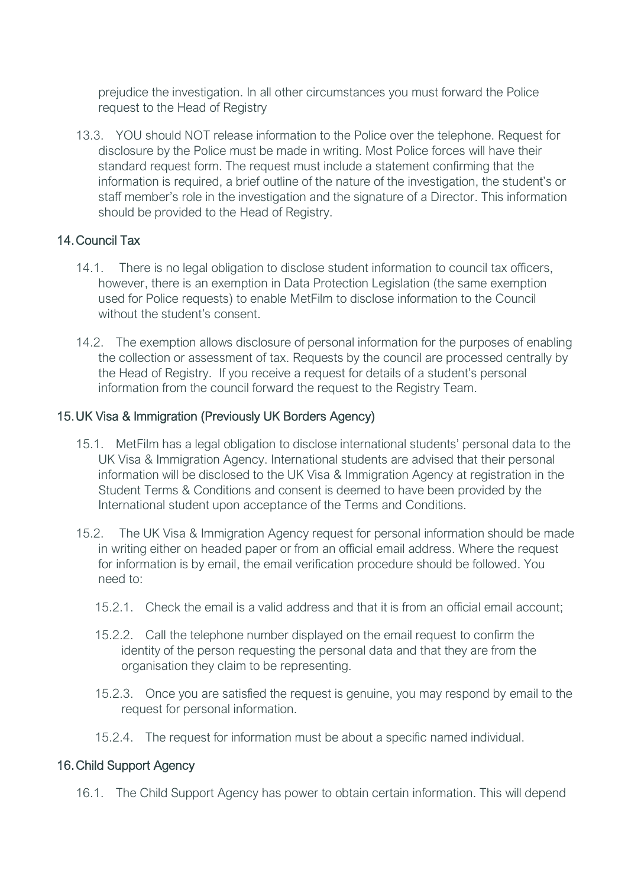prejudice the investigation. In all other circumstances you must forward the Police request to the Head of Registry

13.3. YOU should NOT release information to the Police over the telephone. Request for disclosure by the Police must be made in writing. Most Police forces will have their standard request form. The request must include a statement confirming that the information is required, a brief outline of the nature of the investigation, the student's or staff member's role in the investigation and the signature of a Director. This information should be provided to the Head of Registry.

## 14. Council Tax

14.1. There is no legal obligation to disclose student information to council tax officers, however, there is an exemption in Data Protection Legislation (the same exemption used for Police requests) to enable MetFilm to disclose information to the Council without the student's consent.

14.2. The exemption allows disclosure of personal information for the purposes of enabling the collection or assessment of tax. Requests by the council are processed centrally by the Head of Registry. If you receive a request for details of a student's personal information from the council forward the request to the Registry Team.

## 15. UK Visa & Immigration (Previously UK Borders Agency)

15.1. MetFilm has a legal obligation to disclose international students' personal data to the UK Visa & Immigration Agency. International students are advised that their personal information will be disclosed to the UK Visa & Immigration Agency at registration in the Student Terms & Conditions and consent is deemed to have been provided by the International student upon acceptance of the Terms and Conditions.

15.2. The UK Visa & Immigration Agency request for personal information should be made in writing either on headed paper or from an official email address. Where the request for information is by email, the email verification procedure should be followed. You need to:

15.2.1. Check the email is a valid address and that it is from an official email account;

15.2.2. Call the telephone number displayed on the email request to confirm the identity of the person requesting the personal data and that they are from the organisation they claim to be representing.

15.2.3. Once you are satisfied the request is genuine, you may respond by email to the request for personal information.

15.2.4. The request for information must be about a specific named individual.

## 16. Child Support Agency

16.1. The Child Support Agency has power to obtain certain information. This will depend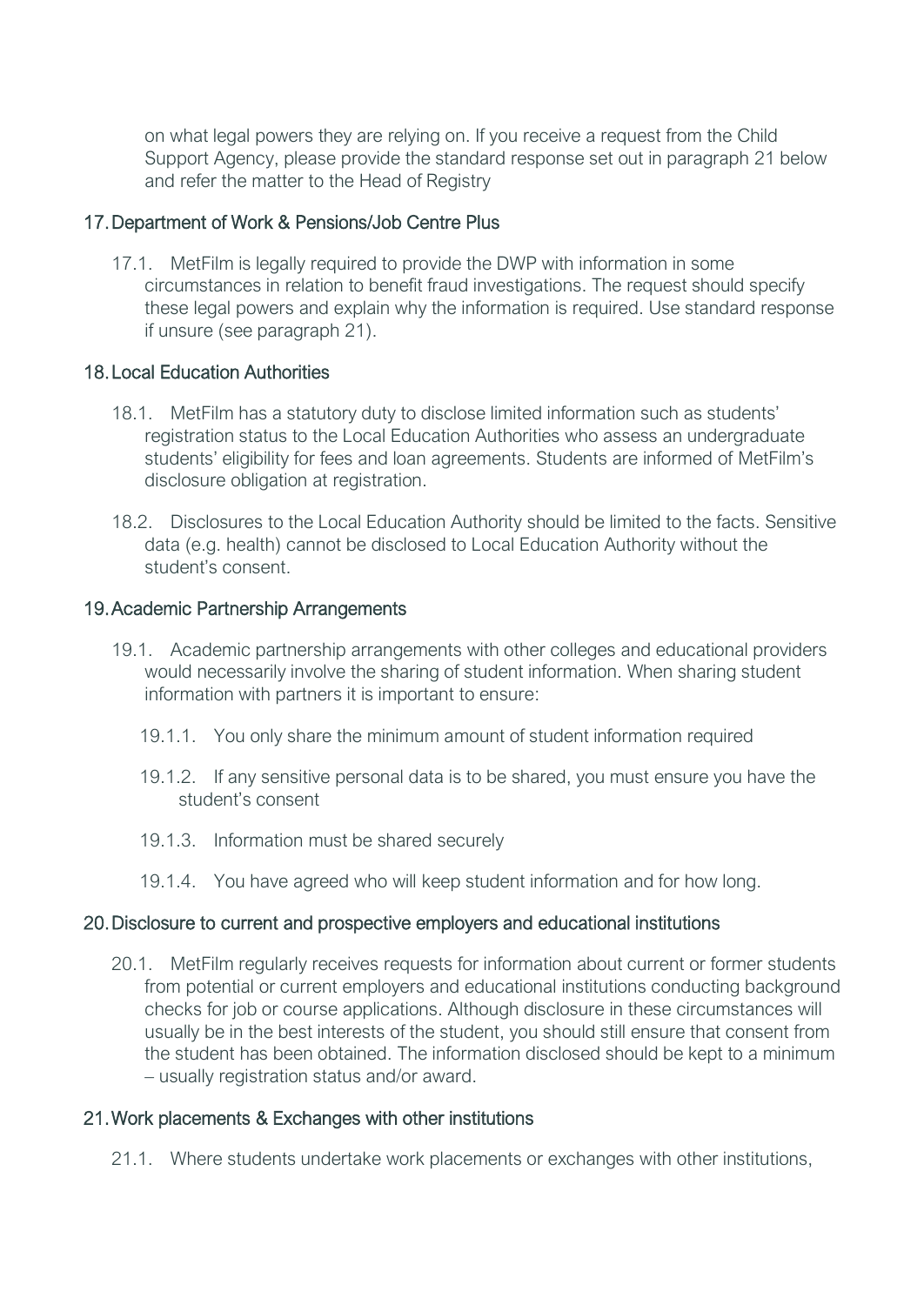on what legal powers they are relying on. If you receive a request from the Child Support Agency, please provide the standard response set out in paragraph 21 below and refer the matter to the Head of Registry

## 17. Department of Work & Pensions/Job Centre Plus

17.1. MetFilm is legally required to provide the DWP with information in some circumstances in relation to benefit fraud investigations. The request should specify these legal powers and explain why the information is required. Use standard response if unsure (see paragraph 21).

## 18. Local Education Authorities

18.1. MetFilm has a statutory duty to disclose limited information such as students' registration status to the Local Education Authorities who assess an undergraduate students' eligibility for fees and loan agreements. Students are informed of MetFilm's disclosure obligation at registration.

18.2. Disclosures to the Local Education Authority should be limited to the facts. Sensitive data (e.g. health) cannot be disclosed to Local Education Authority without the student's consent.

## 19. Academic Partnership Arrangements

19.1. Academic partnership arrangements with other colleges and educational providers would necessarily involve the sharing of student information. When sharing student information with partners it is important to ensure:

19.1.1. You only share the minimum amount of student information required

19.1.2. If any sensitive personal data is to be shared, you must ensure you have the student's consent

19.1.3. Information must be shared securely

19.1.4. You have agreed who will keep student information and for how long.

## 20. Disclosure to current and prospective employers and educational institutions

20.1. MetFilm regularly receives requests for information about current or former students from potential or current employers and educational institutions conducting background checks for job or course applications. Although disclosure in these circumstances will usually be in the best interests of the student, you should still ensure that consent from the student has been obtained. The information disclosed should be kept to a minimum – usually registration status and/or award.

## 21. Work placements & Exchanges with other institutions

21.1. Where students undertake work placements or exchanges with other institutions,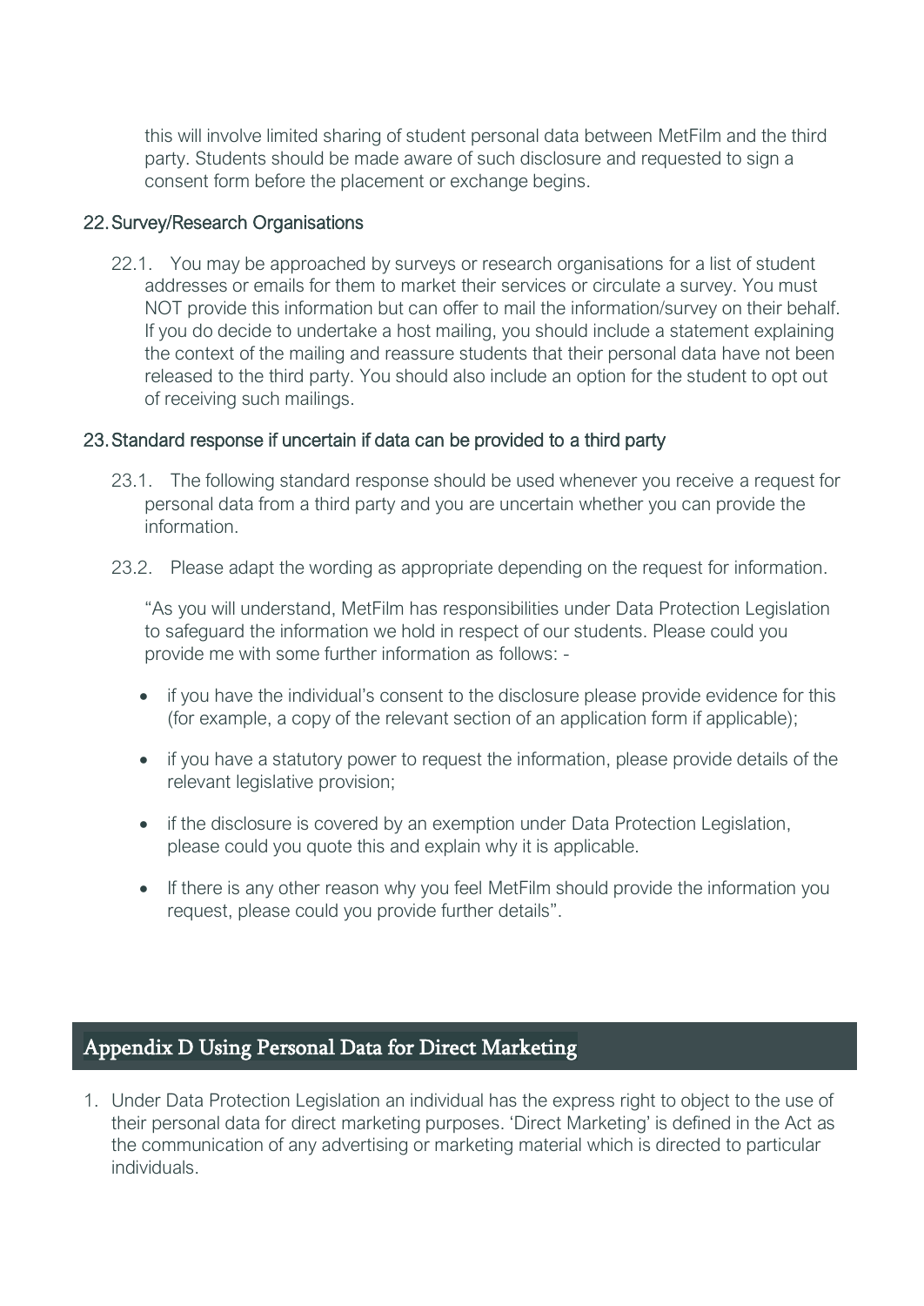this will involve limited sharing of student personal data between MetFilm and the third party. Students should be made aware of such disclosure and requested to sign a consent form before the placement or exchange begins.

### 22. Survey/Research Organisations

22.1. You may be approached by surveys or research organisations for a list of student addresses or emails for them to market their services or circulate a survey. You must NOT provide this information but can offer to mail the information/survey on their behalf. If you do decide to undertake a host mailing, you should include a statement explaining the context of the mailing and reassure students that their personal data have not been released to the third party. You should also include an option for the student to opt out of receiving such mailings.

### 23. Standard response if uncertain if data can be provided to a third party

23.1. The following standard response should be used whenever you receive a request for personal data from a third party and you are uncertain whether you can provide the information.

23.2. Please adapt the wording as appropriate depending on the request for information.

"As you will understand, MetFilm has responsibilities under Data Protection Legislation to safeguard the information we hold in respect of our students. Please could you provide me with some further information as follows: -

- if you have the individual's consent to the disclosure please provide evidence for this (for example, a copy of the relevant section of an application form if applicable);
- if you have a statutory power to request the information, please provide details of the relevant legislative provision;
- if the disclosure is covered by an exemption under Data Protection Legislation, please could you quote this and explain why it is applicable.
- If there is any other reason why you feel MetFilm should provide the information you request, please could you provide further details".

## Appendix D Using Personal Data for Direct Marketing

1. Under Data Protection Legislation an individual has the express right to object to the use of their personal data for direct marketing purposes. 'Direct Marketing' is defined in the Act as the communication of any advertising or marketing material which is directed to particular individuals.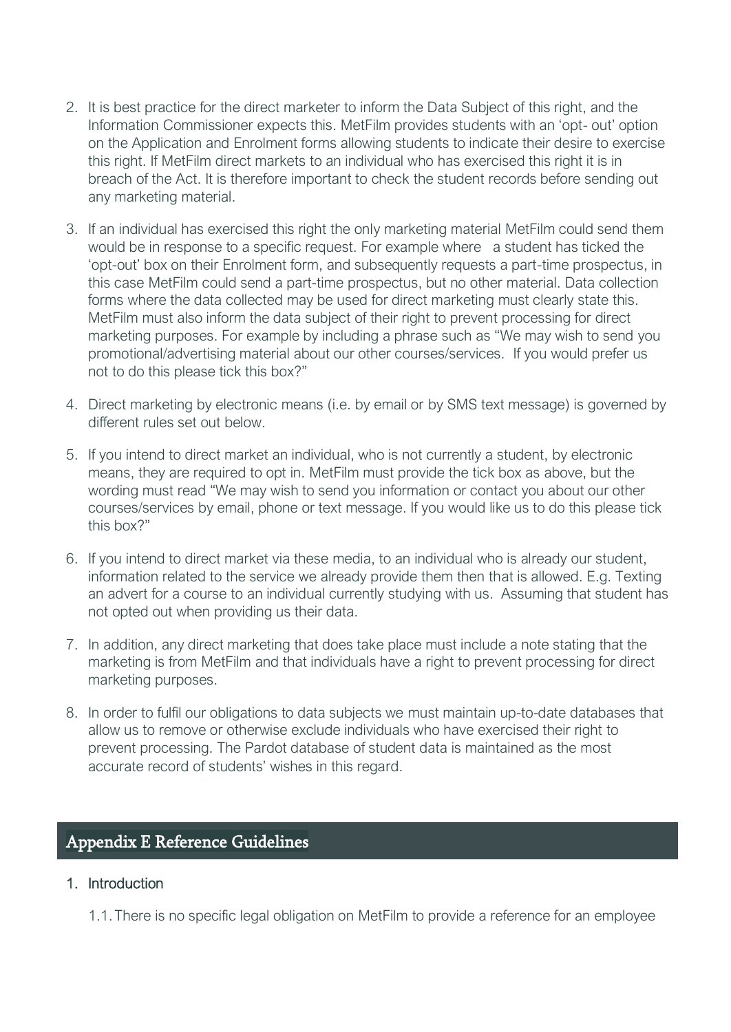2. It is best practice for the direct marketer to inform the Data Subject of this right, and the Information Commissioner expects this. MetFilm provides students with an 'opt- out' option on the Application and Enrolment forms allowing students to indicate their desire to exercise this right. If MetFilm direct markets to an individual who has exercised this right it is in breach of the Act. It is therefore important to check the student records before sending out any marketing material.

3. If an individual has exercised this right the only marketing material MetFilm could send them would be in response to a specific request. For example where a student has ticked the 'opt-out' box on their Enrolment form, and subsequently requests a part-time prospectus, in this case MetFilm could send a part-time prospectus, but no other material. Data collection forms where the data collected may be used for direct marketing must clearly state this. MetFilm must also inform the data subject of their right to prevent processing for direct marketing purposes. For example by including a phrase such as "We may wish to send you promotional/advertising material about our other courses/services. If you would prefer us not to do this please tick this box?"

4. Direct marketing by electronic means (i.e. by email or by SMS text message) is governed by different rules set out below.

5. If you intend to direct market an individual, who is not currently a student, by electronic means, they are required to opt in. MetFilm must provide the tick box as above, but the wording must read "We may wish to send you information or contact you about our other courses/services by email, phone or text message. If you would like us to do this please tick this box?"

6. If you intend to direct market via these media, to an individual who is already our student, information related to the service we already provide them then that is allowed. E.g. Texting an advert for a course to an individual currently studying with us. Assuming that student has not opted out when providing us their data.

7. In addition, any direct marketing that does take place must include a note stating that the marketing is from MetFilm and that individuals have a right to prevent processing for direct marketing purposes.

8. In order to fulfil our obligations to data subjects we must maintain up-to-date databases that allow us to remove or otherwise exclude individuals who have exercised their right to prevent processing. The Pardot database of student data is maintained as the most accurate record of students' wishes in this regard.

## Appendix E Reference Guidelines

1. Introduction

   1.1. There is no specific legal obligation on MetFilm to provide a reference for an employee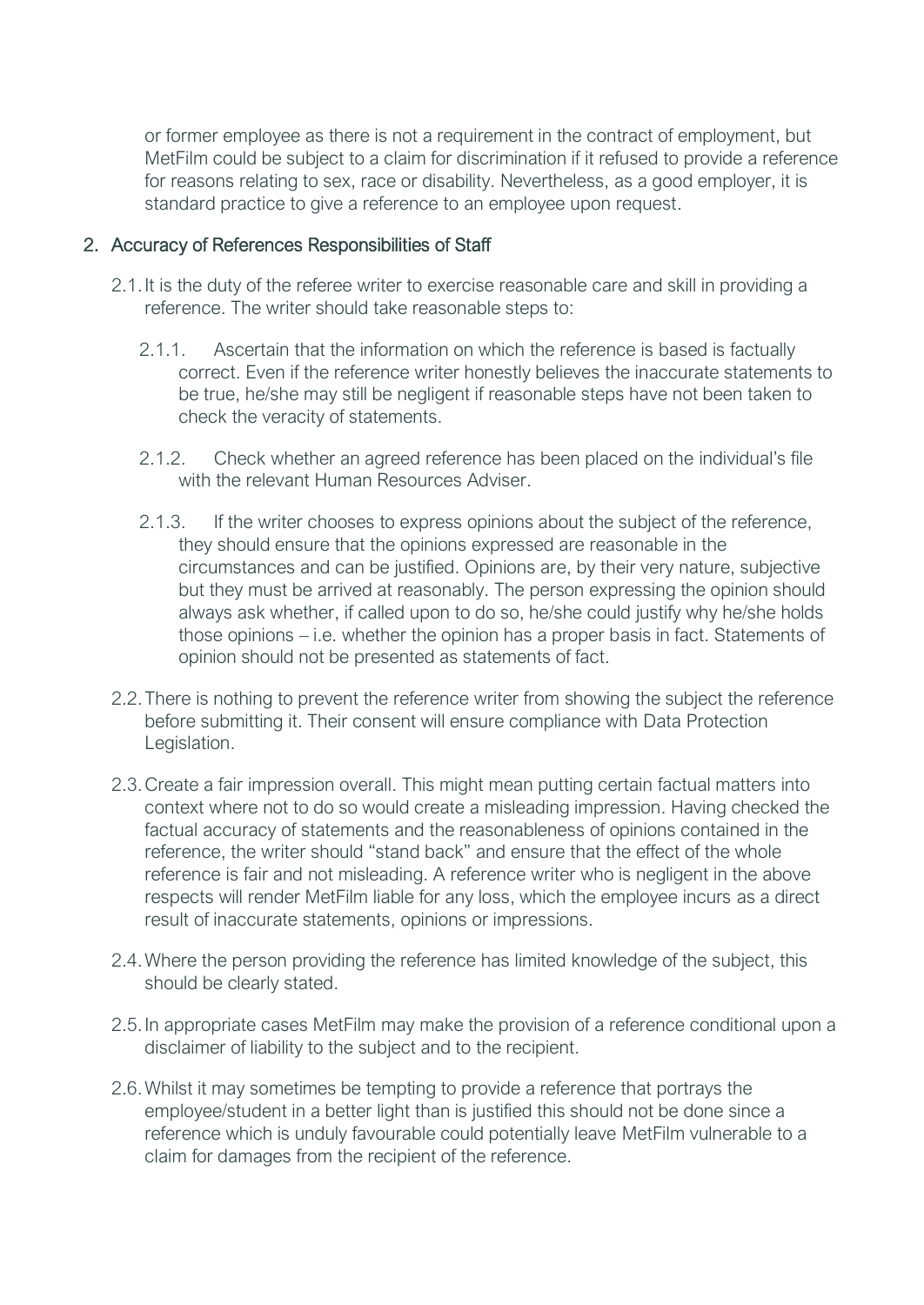or former employee as there is not a requirement in the contract of employment, but MetFilm could be subject to a claim for discrimination if it refused to provide a reference for reasons relating to sex, race or disability. Nevertheless, as a good employer, it is standard practice to give a reference to an employee upon request.

## 2. Accuracy of References Responsibilities of Staff

2.1. It is the duty of the referee writer to exercise reasonable care and skill in providing a reference. The writer should take reasonable steps to:

2.1.1. Ascertain that the information on which the reference is based is factually correct. Even if the reference writer honestly believes the inaccurate statements to be true, he/she may still be negligent if reasonable steps have not been taken to check the veracity of statements.

2.1.2. Check whether an agreed reference has been placed on the individual's file with the relevant Human Resources Adviser.

2.1.3. If the writer chooses to express opinions about the subject of the reference, they should ensure that the opinions expressed are reasonable in the circumstances and can be justified. Opinions are, by their very nature, subjective but they must be arrived at reasonably. The person expressing the opinion should always ask whether, if called upon to do so, he/she could justify why he/she holds those opinions – i.e. whether the opinion has a proper basis in fact. Statements of opinion should not be presented as statements of fact.

2.2. There is nothing to prevent the reference writer from showing the subject the reference before submitting it. Their consent will ensure compliance with Data Protection Legislation.

2.3. Create a fair impression overall. This might mean putting certain factual matters into context where not to do so would create a misleading impression. Having checked the factual accuracy of statements and the reasonableness of opinions contained in the reference, the writer should "stand back" and ensure that the effect of the whole reference is fair and not misleading. A reference writer who is negligent in the above respects will render MetFilm liable for any loss, which the employee incurs as a direct result of inaccurate statements, opinions or impressions.

2.4. Where the person providing the reference has limited knowledge of the subject, this should be clearly stated.

2.5. In appropriate cases MetFilm may make the provision of a reference conditional upon a disclaimer of liability to the subject and to the recipient.

2.6. Whilst it may sometimes be tempting to provide a reference that portrays the employee/student in a better light than is justified this should not be done since a reference which is unduly favourable could potentially leave MetFilm vulnerable to a claim for damages from the recipient of the reference.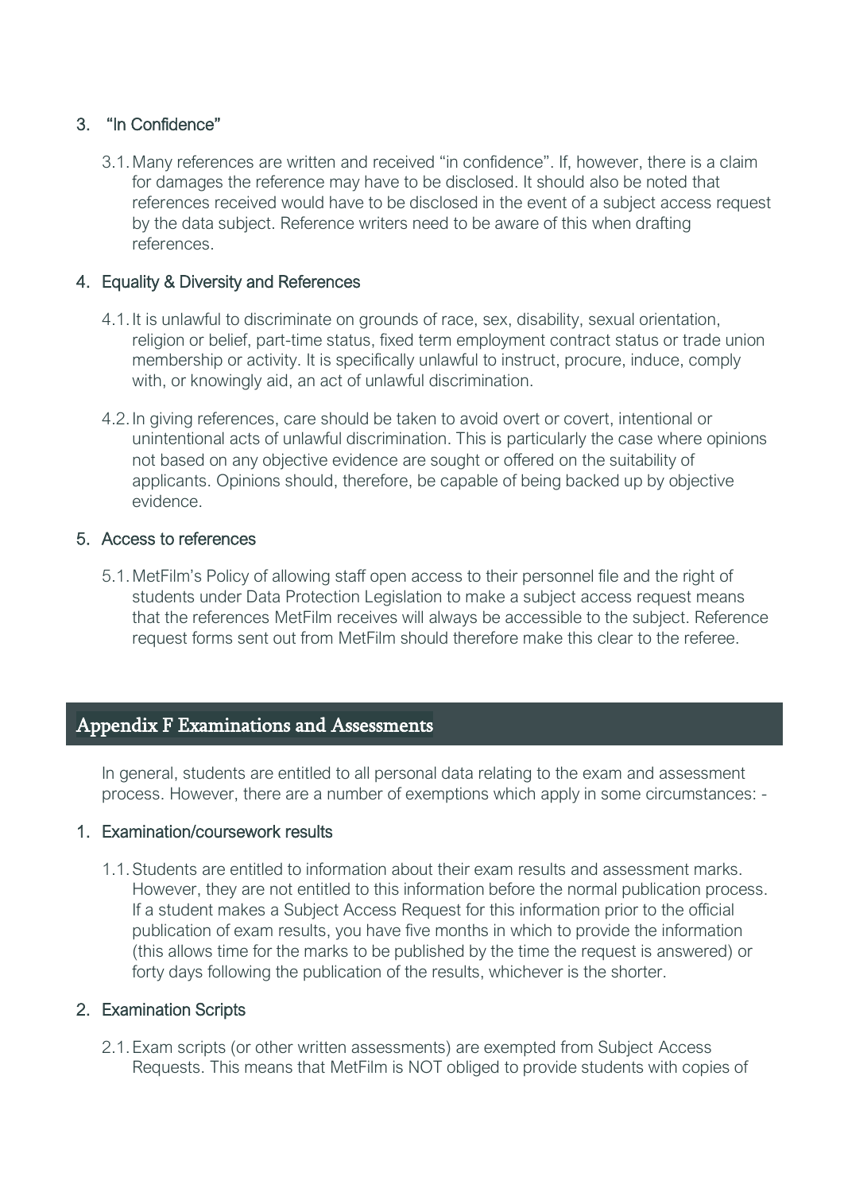### 3. "In Confidence"

3.1. Many references are written and received "in confidence". If, however, there is a claim for damages the reference may have to be disclosed. It should also be noted that references received would have to be disclosed in the event of a subject access request by the data subject. Reference writers need to be aware of this when drafting references.

### 4. Equality & Diversity and References

4.1. It is unlawful to discriminate on grounds of race, sex, disability, sexual orientation, religion or belief, part-time status, fixed term employment contract status or trade union membership or activity. It is specifically unlawful to instruct, procure, induce, comply with, or knowingly aid, an act of unlawful discrimination.

4.2. In giving references, care should be taken to avoid overt or covert, intentional or unintentional acts of unlawful discrimination. This is particularly the case where opinions not based on any objective evidence are sought or offered on the suitability of applicants. Opinions should, therefore, be capable of being backed up by objective evidence.

### 5. Access to references

5.1. MetFilm's Policy of allowing staff open access to their personnel file and the right of students under Data Protection Legislation to make a subject access request means that the references MetFilm receives will always be accessible to the subject. Reference request forms sent out from MetFilm should therefore make this clear to the referee.

## Appendix F Examinations and Assessments

In general, students are entitled to all personal data relating to the exam and assessment process. However, there are a number of exemptions which apply in some circumstances: -

### 1. Examination/coursework results

1.1. Students are entitled to information about their exam results and assessment marks. However, they are not entitled to this information before the normal publication process. If a student makes a Subject Access Request for this information prior to the official publication of exam results, you have five months in which to provide the information (this allows time for the marks to be published by the time the request is answered) or forty days following the publication of the results, whichever is the shorter.

### 2. Examination Scripts

2.1. Exam scripts (or other written assessments) are exempted from Subject Access Requests. This means that MetFilm is NOT obliged to provide students with copies of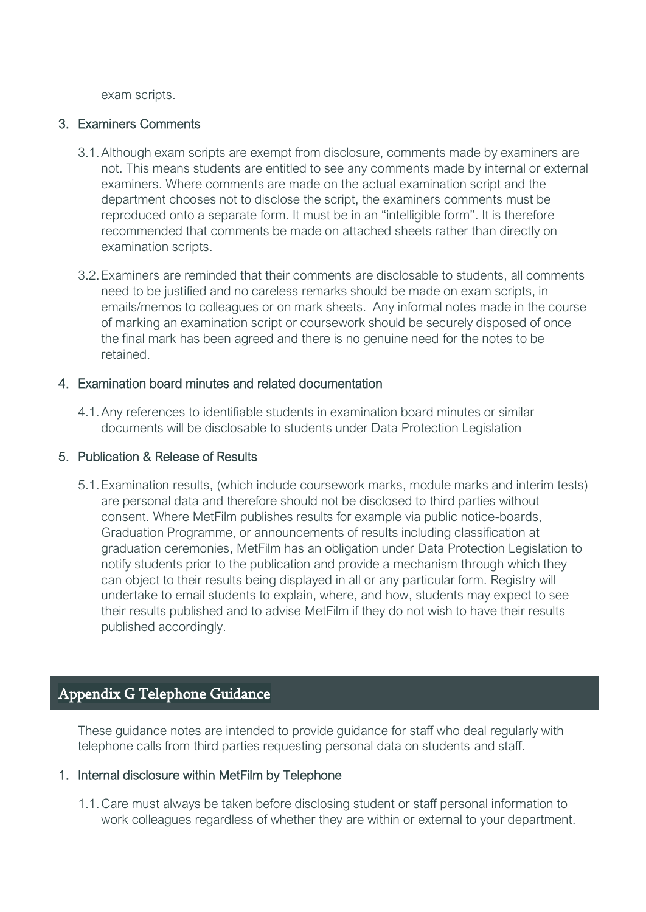exam scripts.

### 3. Examiners Comments

3.1. Although exam scripts are exempt from disclosure, comments made by examiners are not. This means students are entitled to see any comments made by internal or external examiners. Where comments are made on the actual examination script and the department chooses not to disclose the script, the examiners comments must be reproduced onto a separate form. It must be in an "intelligible form". It is therefore recommended that comments be made on attached sheets rather than directly on examination scripts.

3.2. Examiners are reminded that their comments are disclosable to students, all comments need to be justified and no careless remarks should be made on exam scripts, in emails/memos to colleagues or on mark sheets. Any informal notes made in the course of marking an examination script or coursework should be securely disposed of once the final mark has been agreed and there is no genuine need for the notes to be retained.

### 4. Examination board minutes and related documentation

4.1. Any references to identifiable students in examination board minutes or similar documents will be disclosable to students under Data Protection Legislation

### 5. Publication & Release of Results

5.1. Examination results, (which include coursework marks, module marks and interim tests) are personal data and therefore should not be disclosed to third parties without consent. Where MetFilm publishes results for example via public notice-boards, Graduation Programme, or announcements of results including classification at graduation ceremonies, MetFilm has an obligation under Data Protection Legislation to notify students prior to the publication and provide a mechanism through which they can object to their results being displayed in all or any particular form. Registry will undertake to email students to explain, where, and how, students may expect to see their results published and to advise MetFilm if they do not wish to have their results published accordingly.

## Appendix G Telephone Guidance

These guidance notes are intended to provide guidance for staff who deal regularly with telephone calls from third parties requesting personal data on students and staff.

### 1. Internal disclosure within MetFilm by Telephone

1.1. Care must always be taken before disclosing student or staff personal information to work colleagues regardless of whether they are within or external to your department.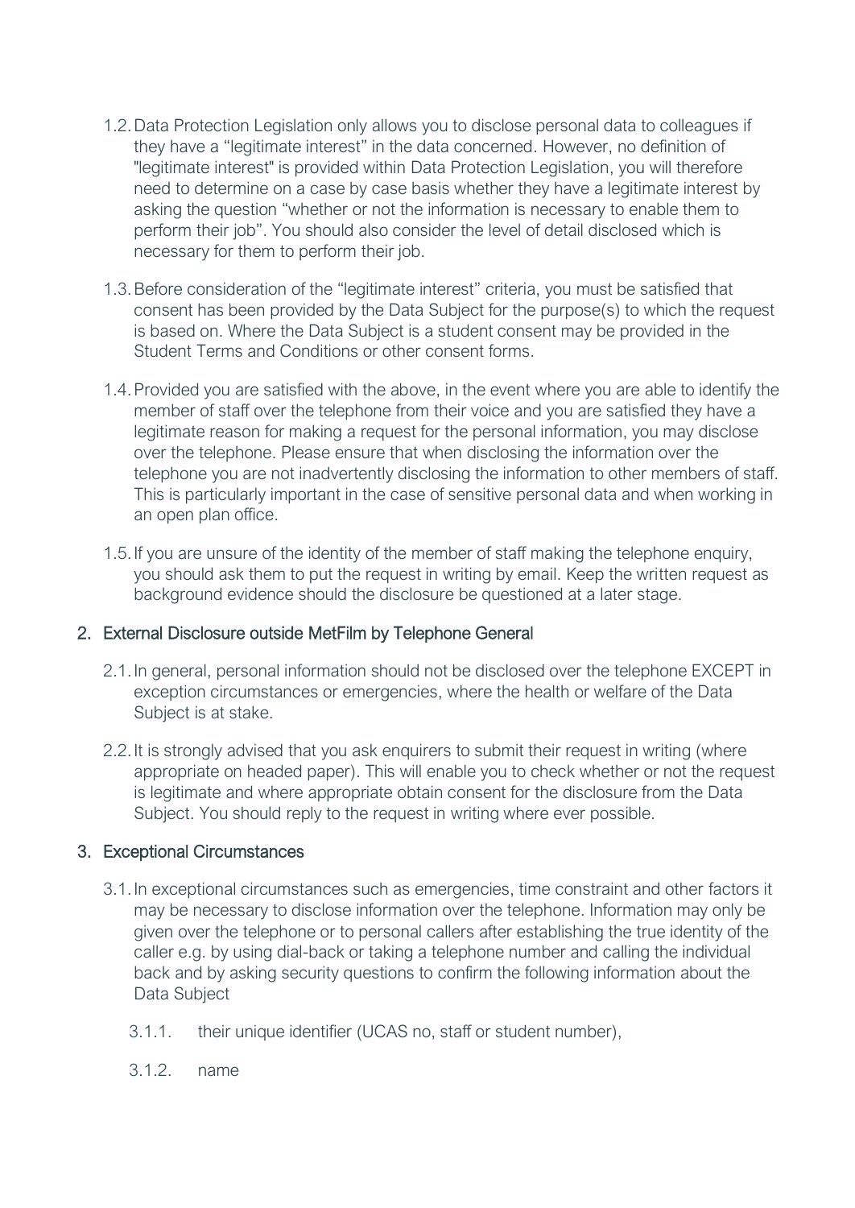1.2. Data Protection Legislation only allows you to disclose personal data to colleagues if they have a "legitimate interest" in the data concerned. However, no definition of "legitimate interest" is provided within Data Protection Legislation, you will therefore need to determine on a case by case basis whether they have a legitimate interest by asking the question "whether or not the information is necessary to enable them to perform their job". You should also consider the level of detail disclosed which is necessary for them to perform their job.

1.3. Before consideration of the "legitimate interest" criteria, you must be satisfied that consent has been provided by the Data Subject for the purpose(s) to which the request is based on. Where the Data Subject is a student consent may be provided in the Student Terms and Conditions or other consent forms.

1.4. Provided you are satisfied with the above, in the event where you are able to identify the member of staff over the telephone from their voice and you are satisfied they have a legitimate reason for making a request for the personal information, you may disclose over the telephone. Please ensure that when disclosing the information over the telephone you are not inadvertently disclosing the information to other members of staff. This is particularly important in the case of sensitive personal data and when working in an open plan office.

1.5. If you are unsure of the identity of the member of staff making the telephone enquiry, you should ask them to put the request in writing by email. Keep the written request as background evidence should the disclosure be questioned at a later stage.

## 2. External Disclosure outside MetFilm by Telephone General

2.1. In general, personal information should not be disclosed over the telephone EXCEPT in exception circumstances or emergencies, where the health or welfare of the Data Subject is at stake.

2.2. It is strongly advised that you ask enquirers to submit their request in writing (where appropriate on headed paper). This will enable you to check whether or not the request is legitimate and where appropriate obtain consent for the disclosure from the Data Subject. You should reply to the request in writing where ever possible.

## 3. Exceptional Circumstances

3.1. In exceptional circumstances such as emergencies, time constraint and other factors it may be necessary to disclose information over the telephone. Information may only be given over the telephone or to personal callers after establishing the true identity of the caller e.g. by using dial-back or taking a telephone number and calling the individual back and by asking security questions to confirm the following information about the Data Subject

3.1.1. their unique identifier (UCAS no, staff or student number),

3.1.2. name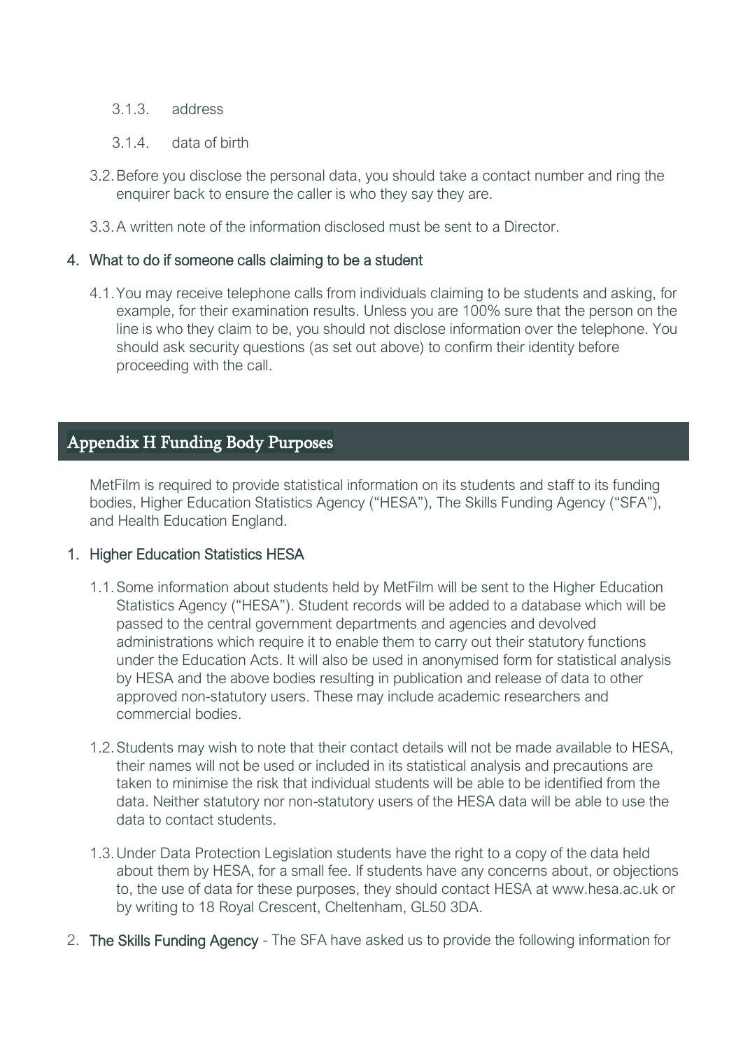3.1.3. address

3.1.4. data of birth

3.2. Before you disclose the personal data, you should take a contact number and ring the enquirer back to ensure the caller is who they say they are.

3.3. A written note of the information disclosed must be sent to a Director.

### 4. What to do if someone calls claiming to be a student

4.1. You may receive telephone calls from individuals claiming to be students and asking, for example, for their examination results. Unless you are 100% sure that the person on the line is who they claim to be, you should not disclose information over the telephone. You should ask security questions (as set out above) to confirm their identity before proceeding with the call.

## Appendix H Funding Body Purposes

MetFilm is required to provide statistical information on its students and staff to its funding bodies, Higher Education Statistics Agency ("HESA"), The Skills Funding Agency ("SFA"), and Health Education England.

### 1. Higher Education Statistics HESA

1.1. Some information about students held by MetFilm will be sent to the Higher Education Statistics Agency ("HESA"). Student records will be added to a database which will be passed to the central government departments and agencies and devolved administrations which require it to enable them to carry out their statutory functions under the Education Acts. It will also be used in anonymised form for statistical analysis by HESA and the above bodies resulting in publication and release of data to other approved non-statutory users. These may include academic researchers and commercial bodies.

1.2. Students may wish to note that their contact details will not be made available to HESA, their names will not be used or included in its statistical analysis and precautions are taken to minimise the risk that individual students will be able to be identified from the data. Neither statutory nor non-statutory users of the HESA data will be able to use the data to contact students.

1.3. Under Data Protection Legislation students have the right to a copy of the data held about them by HESA, for a small fee. If students have any concerns about, or objections to, the use of data for these purposes, they should contact HESA at www.hesa.ac.uk or by writing to 18 Royal Crescent, Cheltenham, GL50 3DA.

2. **The Skills Funding Agency** - The SFA have asked us to provide the following information for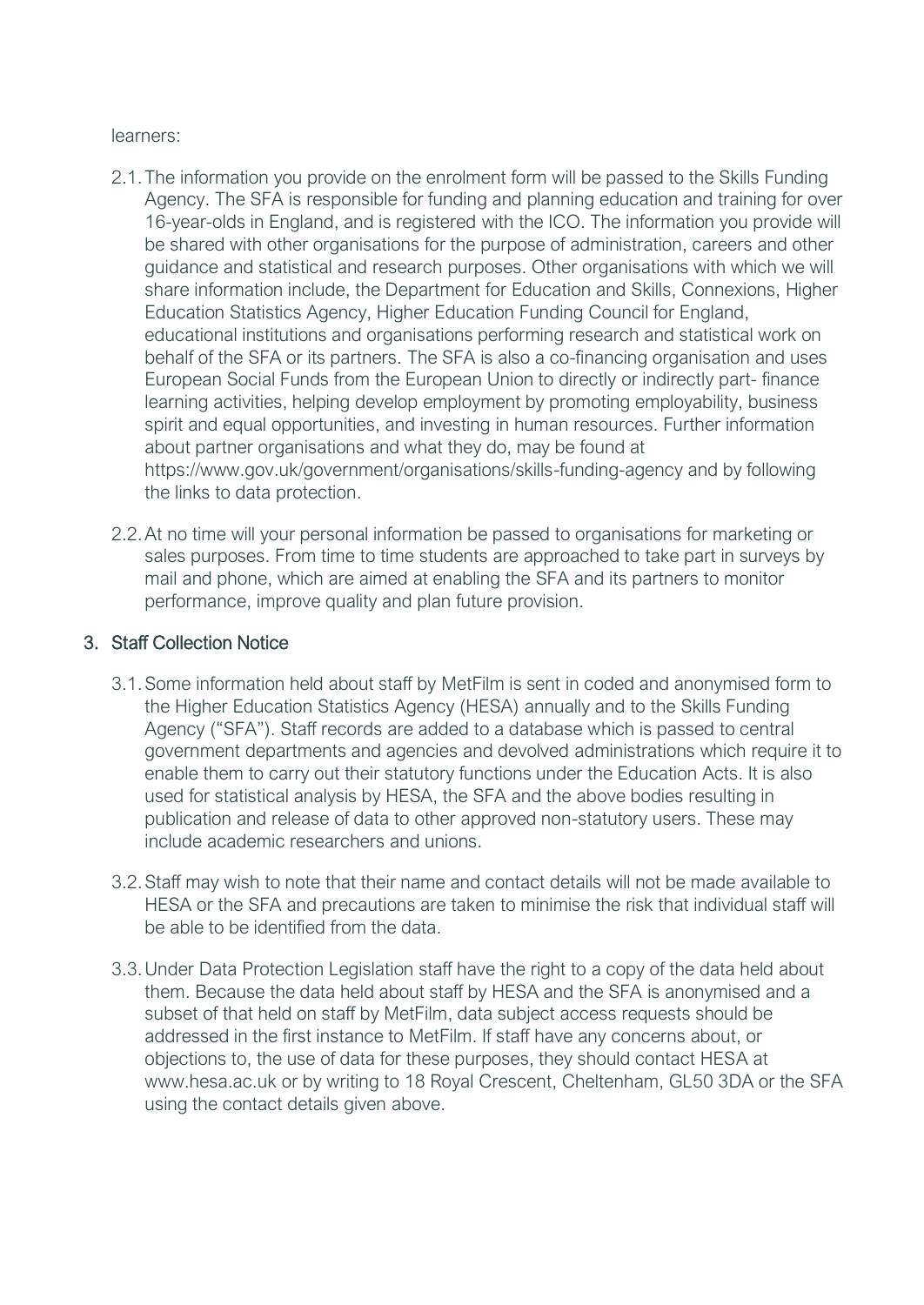learners:

2.1. The information you provide on the enrolment form will be passed to the Skills Funding Agency. The SFA is responsible for funding and planning education and training for over 16-year-olds in England, and is registered with the ICO. The information you provide will be shared with other organisations for the purpose of administration, careers and other guidance and statistical and research purposes. Other organisations with which we will share information include, the Department for Education and Skills, Connexions, Higher Education Statistics Agency, Higher Education Funding Council for England, educational institutions and organisations performing research and statistical work on behalf of the SFA or its partners. The SFA is also a co-financing organisation and uses European Social Funds from the European Union to directly or indirectly part- finance learning activities, helping develop employment by promoting employability, business spirit and equal opportunities, and investing in human resources. Further information about partner organisations and what they do, may be found at https://www.gov.uk/government/organisations/skills-funding-agency and by following the links to data protection.

2.2. At no time will your personal information be passed to organisations for marketing or sales purposes. From time to time students are approached to take part in surveys by mail and phone, which are aimed at enabling the SFA and its partners to monitor performance, improve quality and plan future provision.

## 3. Staff Collection Notice

3.1. Some information held about staff by MetFilm is sent in coded and anonymised form to the Higher Education Statistics Agency (HESA) annually and to the Skills Funding Agency ("SFA"). Staff records are added to a database which is passed to central government departments and agencies and devolved administrations which require it to enable them to carry out their statutory functions under the Education Acts. It is also used for statistical analysis by HESA, the SFA and the above bodies resulting in publication and release of data to other approved non-statutory users. These may include academic researchers and unions.

3.2. Staff may wish to note that their name and contact details will not be made available to HESA or the SFA and precautions are taken to minimise the risk that individual staff will be able to be identified from the data.

3.3. Under Data Protection Legislation staff have the right to a copy of the data held about them. Because the data held about staff by HESA and the SFA is anonymised and a subset of that held on staff by MetFilm, data subject access requests should be addressed in the first instance to MetFilm. If staff have any concerns about, or objections to, the use of data for these purposes, they should contact HESA at www.hesa.ac.uk or by writing to 18 Royal Crescent, Cheltenham, GL50 3DA or the SFA using the contact details given above.